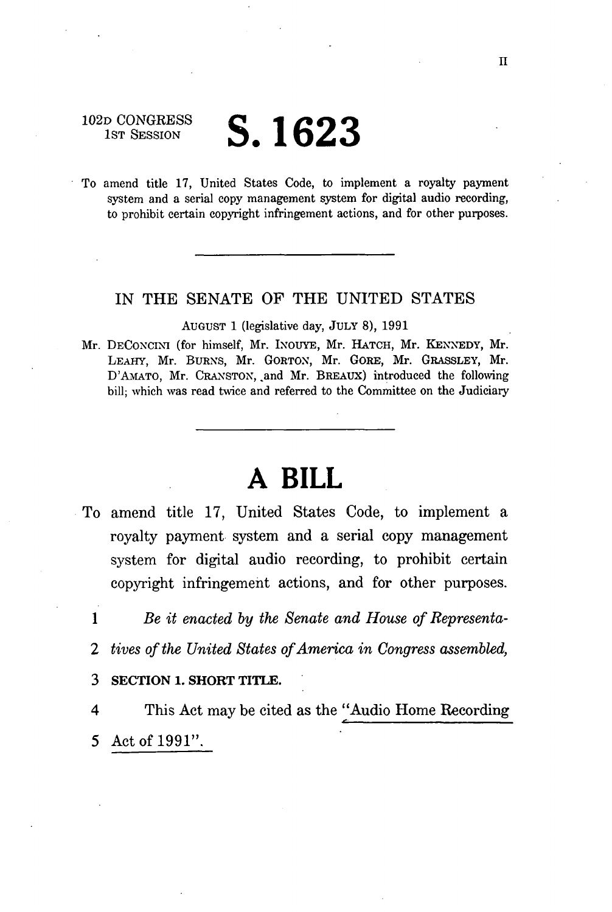II

102D CONGRESS
1ST SESSION

# S. 1623

To amend title 17, United States Code, to implement a royalty payment system and a serial copy management system for digital audio recording, to prohibit certain copyright infringement actions, and for other purposes.

---

IN THE SENATE OF THE UNITED STATES

AUGUST 1 (legislative day, JULY 8), 1991

Mr. DECONCINI (for himself, Mr. INOUYE, Mr. HATCH, Mr. KENNEDY, Mr. LEAHY, Mr. BURNS, Mr. GORTON, Mr. GORE, Mr. GRASSLEY, Mr. D'AMATO, Mr. CRANSTON, and Mr. BREAUX) introduced the following bill; which was read twice and referred to the Committee on the Judiciary

---

# A BILL

To amend title 17, United States Code, to implement a royalty payment system and a serial copy management system for digital audio recording, to prohibit certain copyright infringement actions, and for other purposes.

1 *Be it enacted by the Senate and House of Representa-*
2 *tives of the United States of America in Congress assembled,*

3 **SECTION 1. SHORT TITLE.**

4 This Act may be cited as the "Audio Home Recording
5 Act of 1991".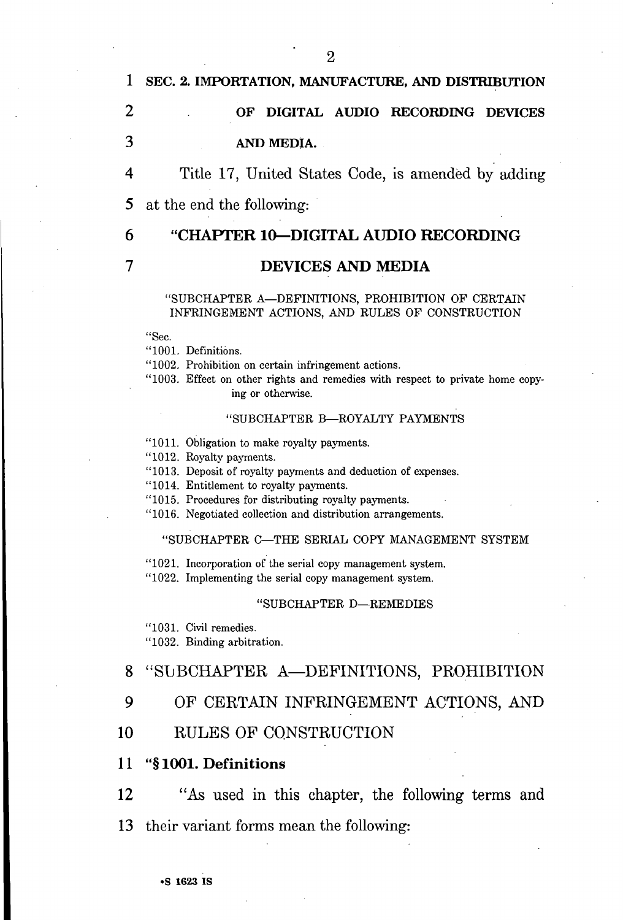SEC. 2. IMPORTATION, MANUFACTURE, AND DISTRIBUTION OF DIGITAL AUDIO RECORDING DEVICES AND MEDIA.

Title 17, United States Code, is amended by adding at the end the following:

## "CHAPTER 10—DIGITAL AUDIO RECORDING DEVICES AND MEDIA

"SUBCHAPTER A—DEFINITIONS, PROHIBITION OF CERTAIN INFRINGEMENT ACTIONS, AND RULES OF CONSTRUCTION

"Sec.
"1001. Definitions.
"1002. Prohibition on certain infringement actions.
"1003. Effect on other rights and remedies with respect to private home copying or otherwise.

"SUBCHAPTER B—ROYALTY PAYMENTS

"1011. Obligation to make royalty payments.
"1012. Royalty payments.
"1013. Deposit of royalty payments and deduction of expenses.
"1014. Entitlement to royalty payments.
"1015. Procedures for distributing royalty payments.
"1016. Negotiated collection and distribution arrangements.

"SUBCHAPTER C—THE SERIAL COPY MANAGEMENT SYSTEM

"1021. Incorporation of the serial copy management system.
"1022. Implementing the serial copy management system.

"SUBCHAPTER D—REMEDIES

"1031. Civil remedies.
"1032. Binding arbitration.

### "SUBCHAPTER A—DEFINITIONS, PROHIBITION OF CERTAIN INFRINGEMENT ACTIONS, AND RULES OF CONSTRUCTION

**"§ 1001. Definitions**

"As used in this chapter, the following terms and their variant forms mean the following: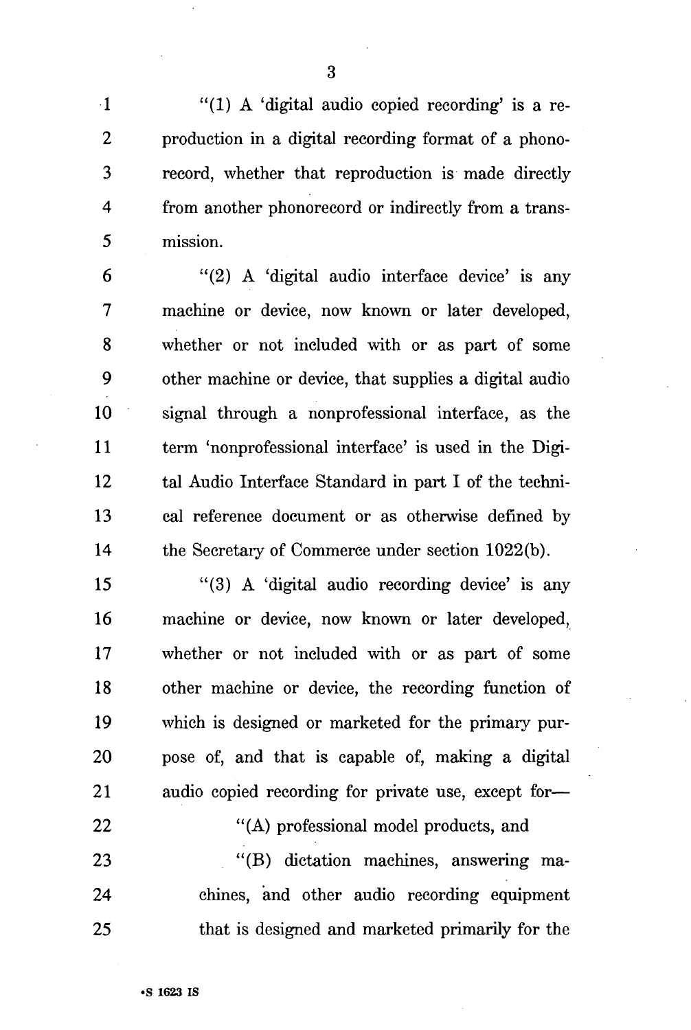"(1) A 'digital audio copied recording' is a reproduction in a digital recording format of a phonorecord, whether that reproduction is made directly from another phonorecord or indirectly from a transmission.

"(2) A 'digital audio interface device' is any machine or device, now known or later developed, whether or not included with or as part of some other machine or device, that supplies a digital audio signal through a nonprofessional interface, as the term 'nonprofessional interface' is used in the Digital Audio Interface Standard in part I of the technical reference document or as otherwise defined by the Secretary of Commerce under section 1022(b).

"(3) A 'digital audio recording device' is any machine or device, now known or later developed, whether or not included with or as part of some other machine or device, the recording function of which is designed or marketed for the primary purpose of, and that is capable of, making a digital audio copied recording for private use, except for—

"(A) professional model products, and

"(B) dictation machines, answering machines, and other audio recording equipment that is designed and marketed primarily for the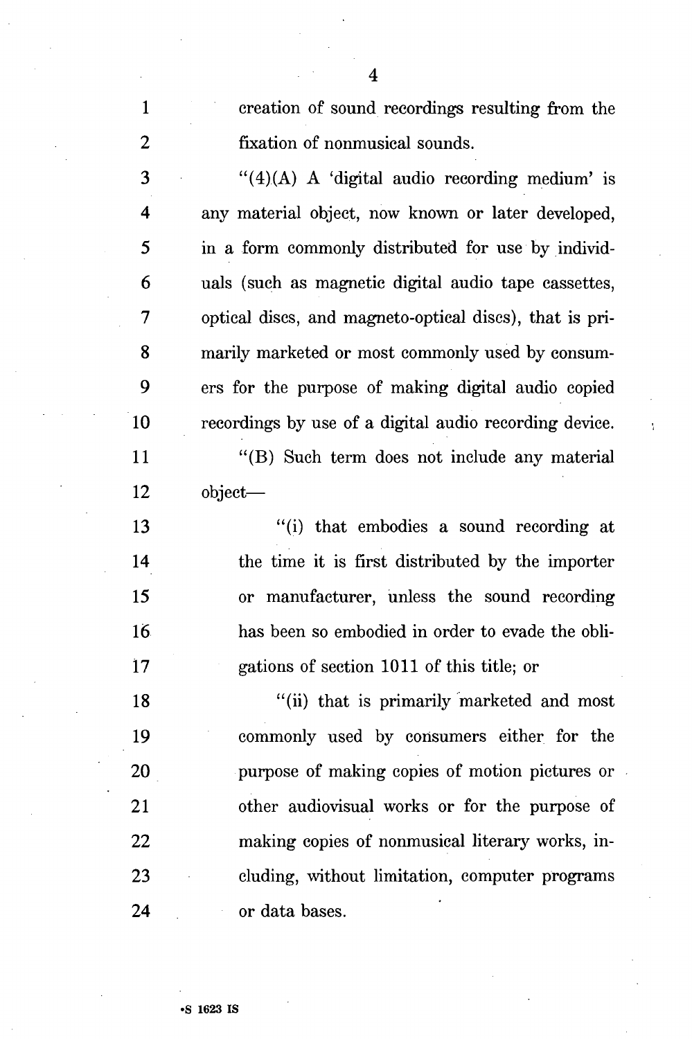creation of sound recordings resulting from the fixation of nonmusical sounds.

"(4)(A) A 'digital audio recording medium' is any material object, now known or later developed, in a form commonly distributed for use by individuals (such as magnetic digital audio tape cassettes, optical discs, and magneto-optical discs), that is primarily marketed or most commonly used by consumers for the purpose of making digital audio copied recordings by use of a digital audio recording device.

"(B) Such term does not include any material object—

"(i) that embodies a sound recording at the time it is first distributed by the importer or manufacturer, unless the sound recording has been so embodied in order to evade the obligations of section 1011 of this title; or

"(ii) that is primarily marketed and most commonly used by consumers either for the purpose of making copies of motion pictures or other audiovisual works or for the purpose of making copies of nonmusical literary works, including, without limitation, computer programs or data bases.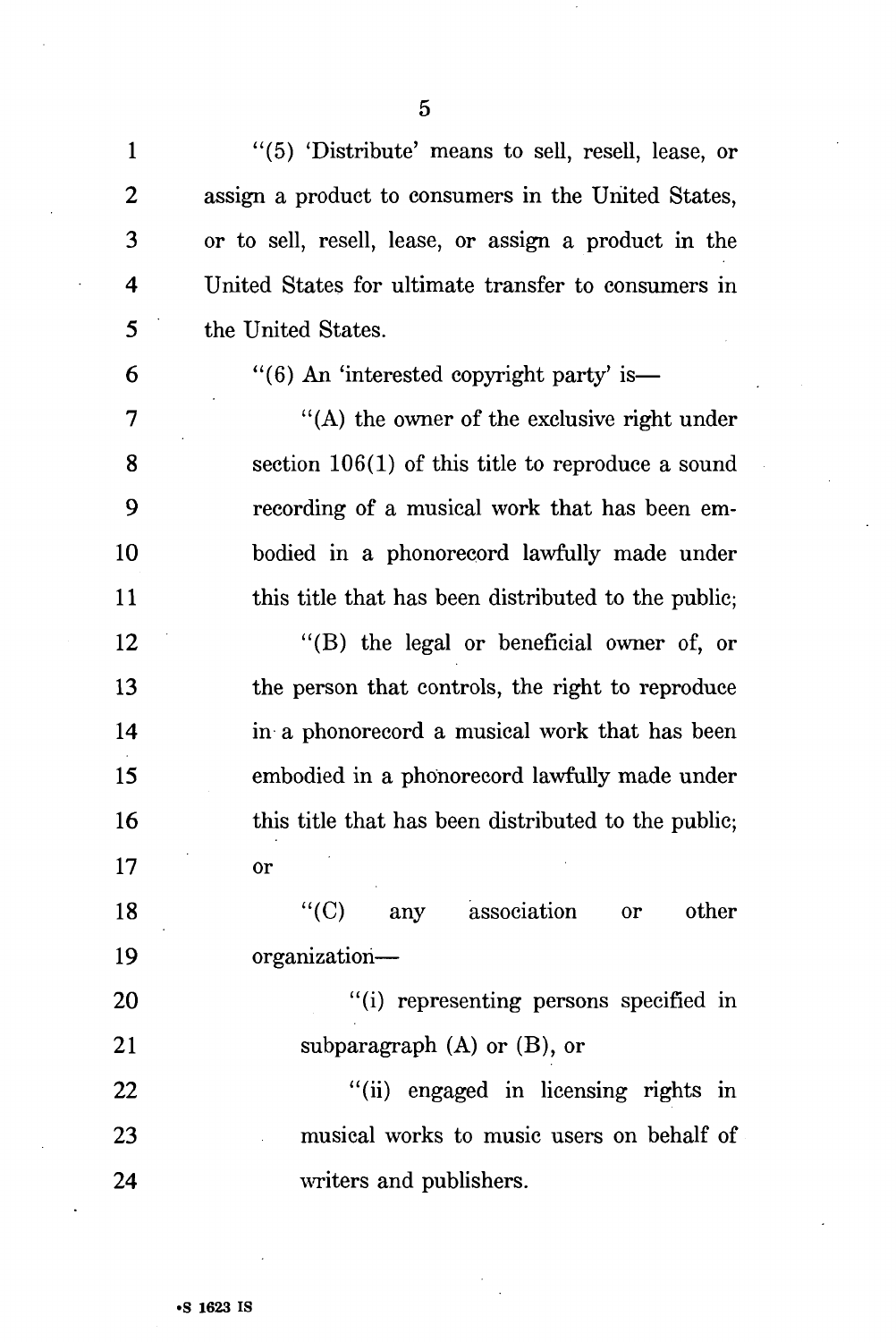"(5) 'Distribute' means to sell, resell, lease, or assign a product to consumers in the United States, or to sell, resell, lease, or assign a product in the United States for ultimate transfer to consumers in the United States.

"(6) An 'interested copyright party' is—

"(A) the owner of the exclusive right under section 106(1) of this title to reproduce a sound recording of a musical work that has been embodied in a phonorecord lawfully made under this title that has been distributed to the public;

"(B) the legal or beneficial owner of, or the person that controls, the right to reproduce in a phonorecord a musical work that has been embodied in a phonorecord lawfully made under this title that has been distributed to the public; or

"(C) any association or other organization—

"(i) representing persons specified in subparagraph (A) or (B), or

"(ii) engaged in licensing rights in musical works to music users on behalf of writers and publishers.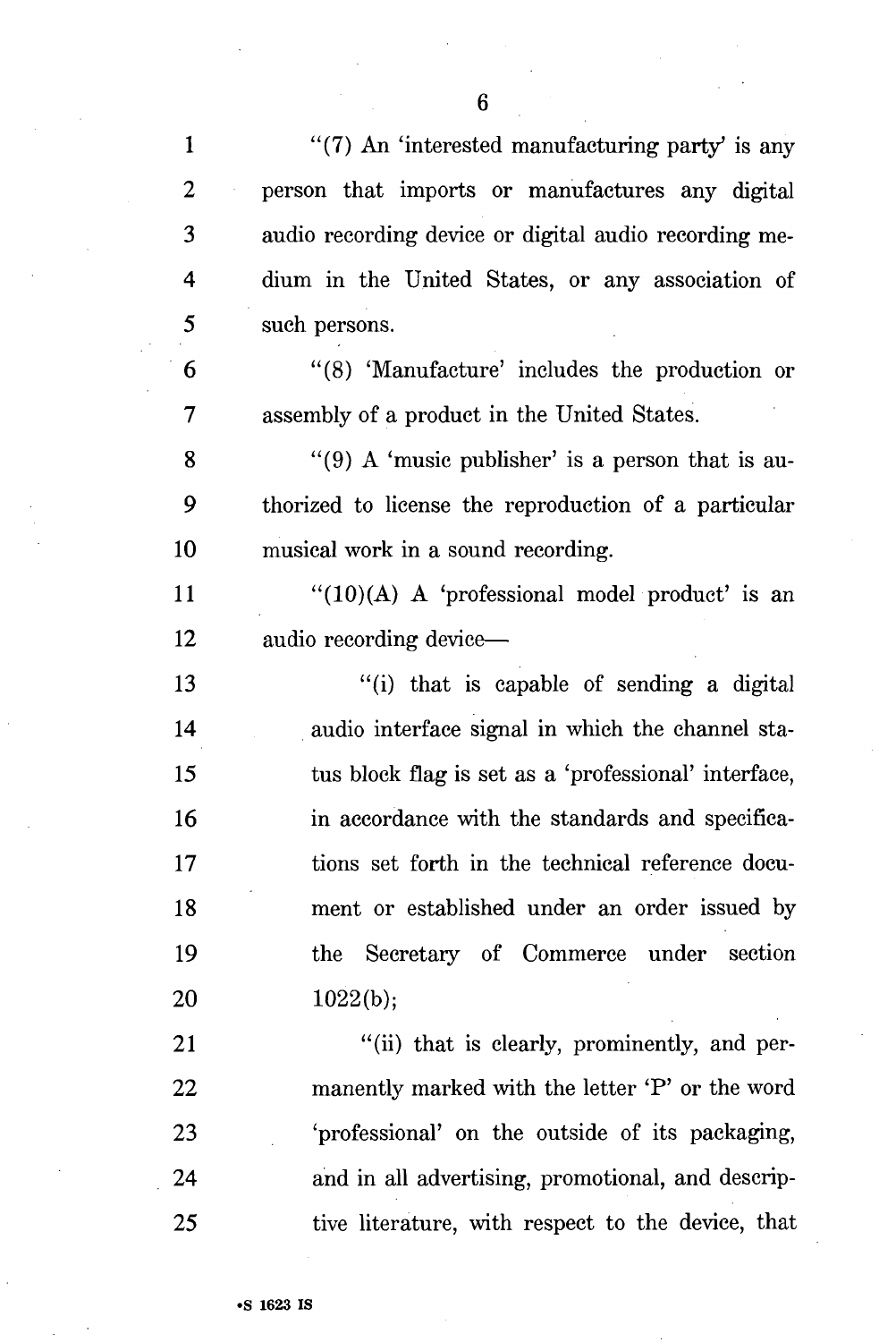"(7) An 'interested manufacturing party' is any person that imports or manufactures any digital audio recording device or digital audio recording medium in the United States, or any association of such persons.

"(8) 'Manufacture' includes the production or assembly of a product in the United States.

"(9) A 'music publisher' is a person that is authorized to license the reproduction of a particular musical work in a sound recording.

"(10)(A) A 'professional model product' is an audio recording device—

"(i) that is capable of sending a digital audio interface signal in which the channel status block flag is set as a 'professional' interface, in accordance with the standards and specifications set forth in the technical reference document or established under an order issued by the Secretary of Commerce under section 1022(b);

"(ii) that is clearly, prominently, and permanently marked with the letter 'P' or the word 'professional' on the outside of its packaging, and in all advertising, promotional, and descriptive literature, with respect to the device, that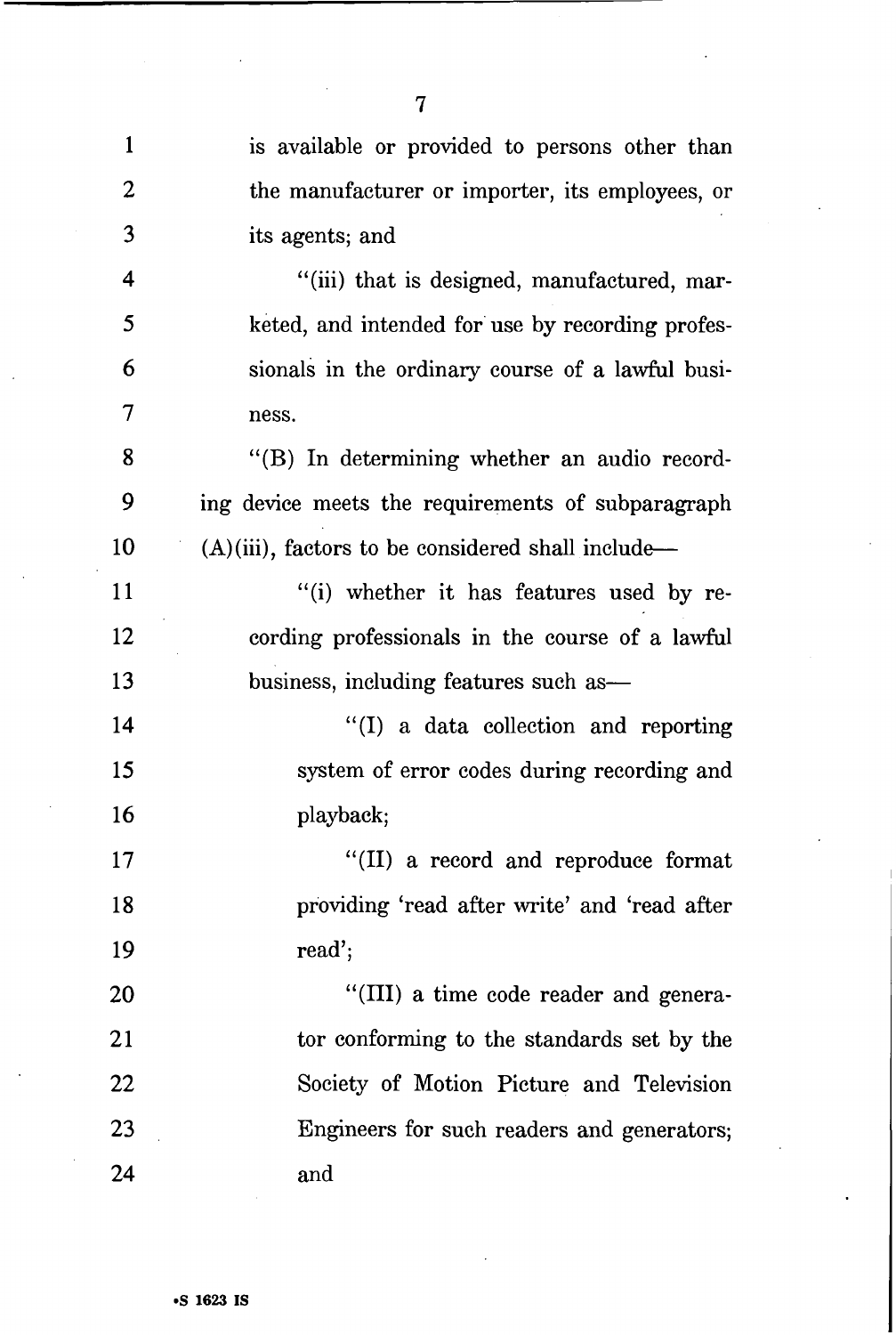is available or provided to persons other than the manufacturer or importer, its employees, or its agents; and

"(iii) that is designed, manufactured, marketed, and intended for use by recording professionals in the ordinary course of a lawful business.

"(B) In determining whether an audio recording device meets the requirements of subparagraph (A)(iii), factors to be considered shall include—

"(i) whether it has features used by recording professionals in the course of a lawful business, including features such as—

"(I) a data collection and reporting system of error codes during recording and playback;

"(II) a record and reproduce format providing 'read after write' and 'read after read';

"(III) a time code reader and generator conforming to the standards set by the Society of Motion Picture and Television Engineers for such readers and generators; and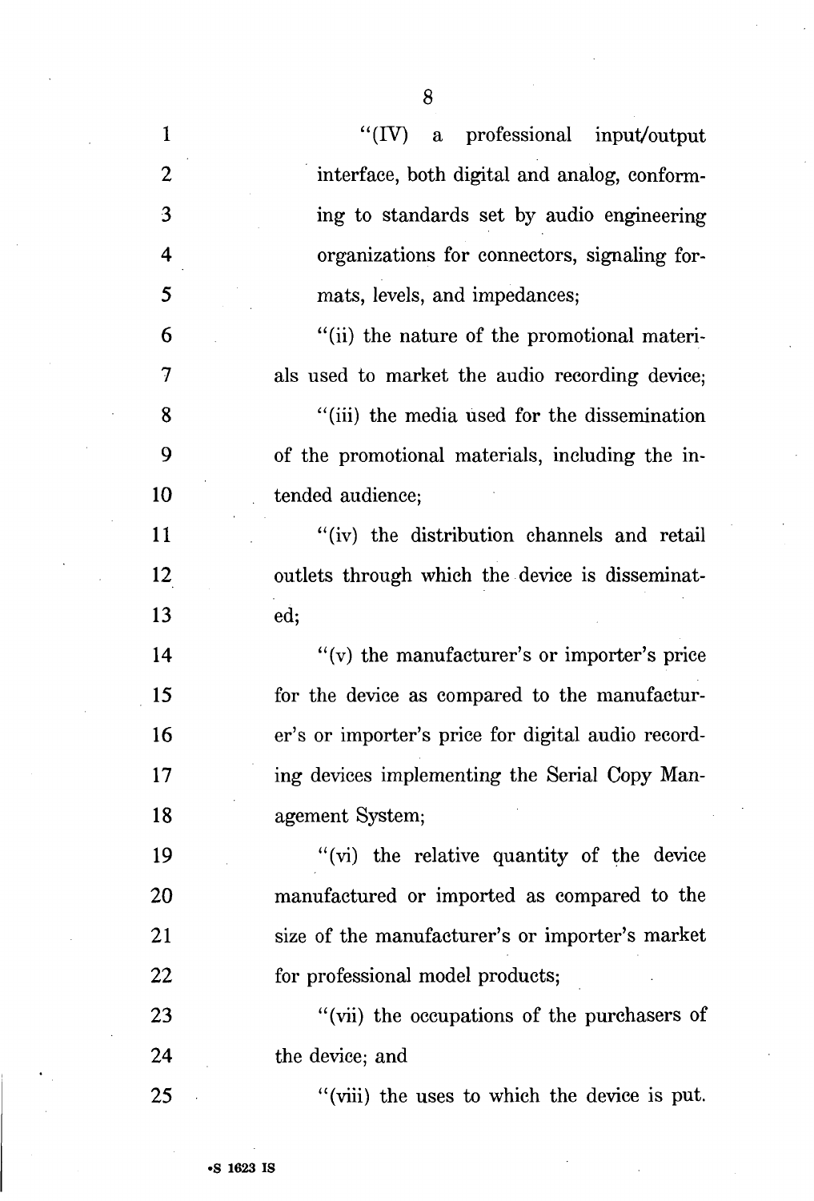"(IV) a professional input/output interface, both digital and analog, conforming to standards set by audio engineering organizations for connectors, signaling formats, levels, and impedances;

"(ii) the nature of the promotional materials used to market the audio recording device;

"(iii) the media used for the dissemination of the promotional materials, including the intended audience;

"(iv) the distribution channels and retail outlets through which the device is disseminated;

"(v) the manufacturer's or importer's price for the device as compared to the manufacturer's or importer's price for digital audio recording devices implementing the Serial Copy Management System;

"(vi) the relative quantity of the device manufactured or imported as compared to the size of the manufacturer's or importer's market for professional model products;

"(vii) the occupations of the purchasers of the device; and

"(viii) the uses to which the device is put.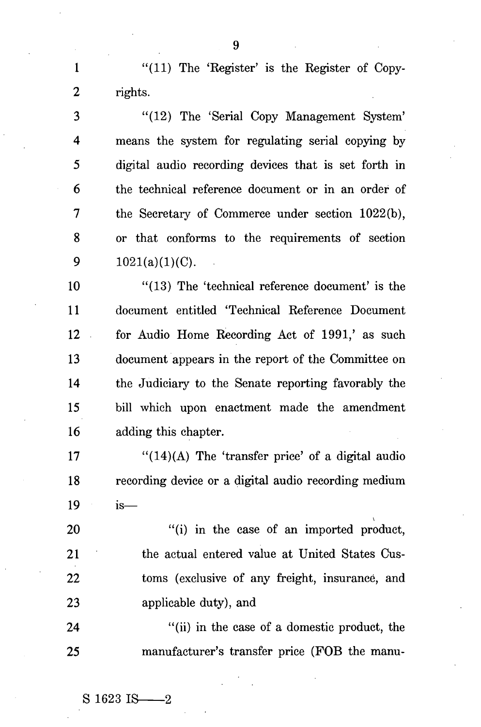"(11) The 'Register' is the Register of Copyrights.

"(12) The 'Serial Copy Management System' means the system for regulating serial copying by digital audio recording devices that is set forth in the technical reference document or in an order of the Secretary of Commerce under section 1022(b), or that conforms to the requirements of section 1021(a)(1)(C).

"(13) The 'technical reference document' is the document entitled 'Technical Reference Document for Audio Home Recording Act of 1991,' as such document appears in the report of the Committee on the Judiciary to the Senate reporting favorably the bill which upon enactment made the amendment adding this chapter.

"(14)(A) The 'transfer price' of a digital audio recording device or a digital audio recording medium is—

"(i) in the case of an imported product, the actual entered value at United States Customs (exclusive of any freight, insurance, and applicable duty), and

"(ii) in the case of a domestic product, the manufacturer's transfer price (FOB the manu-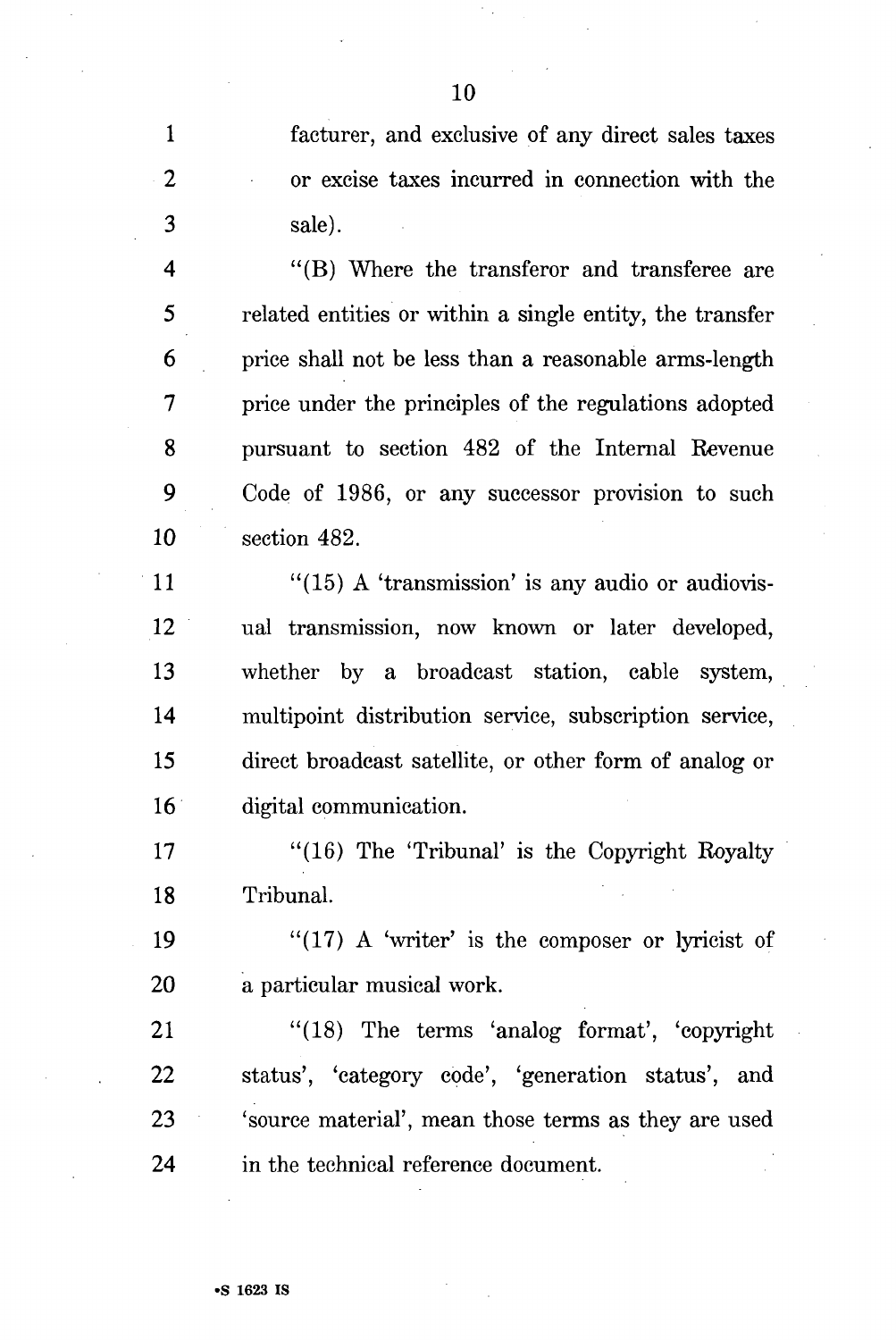facturer, and exclusive of any direct sales taxes or excise taxes incurred in connection with the sale).

"(B) Where the transferor and transferee are related entities or within a single entity, the transfer price shall not be less than a reasonable arms-length price under the principles of the regulations adopted pursuant to section 482 of the Internal Revenue Code of 1986, or any successor provision to such section 482.

"(15) A 'transmission' is any audio or audiovisual transmission, now known or later developed, whether by a broadcast station, cable system, multipoint distribution service, subscription service, direct broadcast satellite, or other form of analog or digital communication.

"(16) The 'Tribunal' is the Copyright Royalty Tribunal.

"(17) A 'writer' is the composer or lyricist of a particular musical work.

"(18) The terms 'analog format', 'copyright status', 'category code', 'generation status', and 'source material', mean those terms as they are used in the technical reference document.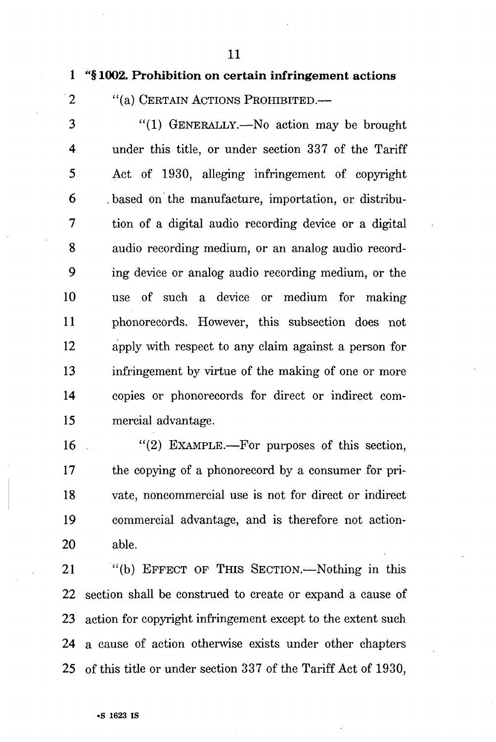**"§ 1002. Prohibition on certain infringement actions**

"(a) CERTAIN ACTIONS PROHIBITED.—

"(1) GENERALLY.—No action may be brought under this title, or under section 337 of the Tariff Act of 1930, alleging infringement of copyright based on the manufacture, importation, or distribution of a digital audio recording device or a digital audio recording medium, or an analog audio recording device or analog audio recording medium, or the use of such a device or medium for making phonorecords. However, this subsection does not apply with respect to any claim against a person for infringement by virtue of the making of one or more copies or phonorecords for direct or indirect commercial advantage.

"(2) EXAMPLE.—For purposes of this section, the copying of a phonorecord by a consumer for private, noncommercial use is not for direct or indirect commercial advantage, and is therefore not actionable.

"(b) EFFECT OF THIS SECTION.—Nothing in this section shall be construed to create or expand a cause of action for copyright infringement except to the extent such a cause of action otherwise exists under other chapters of this title or under section 337 of the Tariff Act of 1930,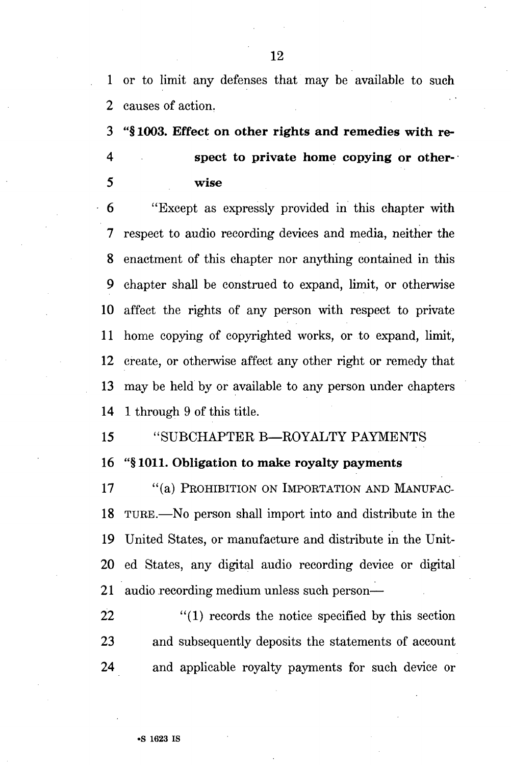or to limit any defenses that may be available to such causes of action.

**"§ 1003. Effect on other rights and remedies with respect to private home copying or otherwise**

"Except as expressly provided in this chapter with respect to audio recording devices and media, neither the enactment of this chapter nor anything contained in this chapter shall be construed to expand, limit, or otherwise affect the rights of any person with respect to private home copying of copyrighted works, or to expand, limit, create, or otherwise affect any other right or remedy that may be held by or available to any person under chapters 1 through 9 of this title.

"SUBCHAPTER B—ROYALTY PAYMENTS

**"§ 1011. Obligation to make royalty payments**

"(a) PROHIBITION ON IMPORTATION AND MANUFACTURE.—No person shall import into and distribute in the United States, or manufacture and distribute in the United States, any digital audio recording device or digital audio recording medium unless such person—

"(1) records the notice specified by this section and subsequently deposits the statements of account and applicable royalty payments for such device or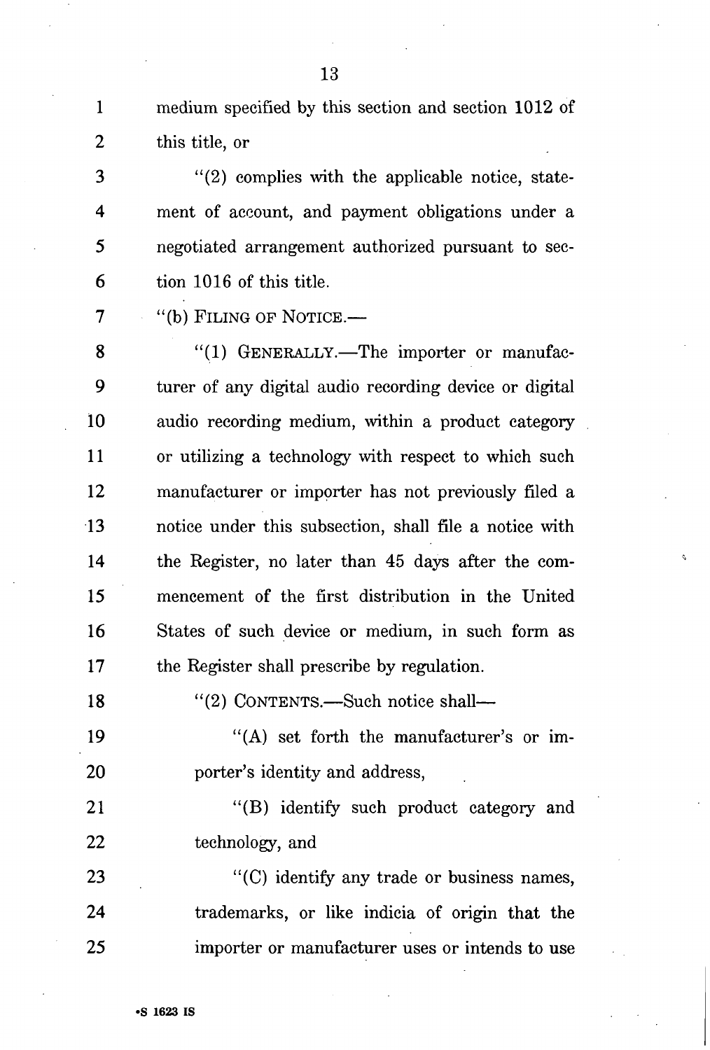medium specified by this section and section 1012 of this title, or

"(2) complies with the applicable notice, statement of account, and payment obligations under a negotiated arrangement authorized pursuant to section 1016 of this title.

"(b) FILING OF NOTICE.—

"(1) GENERALLY.—The importer or manufacturer of any digital audio recording device or digital audio recording medium, within a product category or utilizing a technology with respect to which such manufacturer or importer has not previously filed a notice under this subsection, shall file a notice with the Register, no later than 45 days after the commencement of the first distribution in the United States of such device or medium, in such form as the Register shall prescribe by regulation.

"(2) CONTENTS.—Such notice shall—

"(A) set forth the manufacturer's or importer's identity and address,

"(B) identify such product category and technology, and

"(C) identify any trade or business names, trademarks, or like indicia of origin that the importer or manufacturer uses or intends to use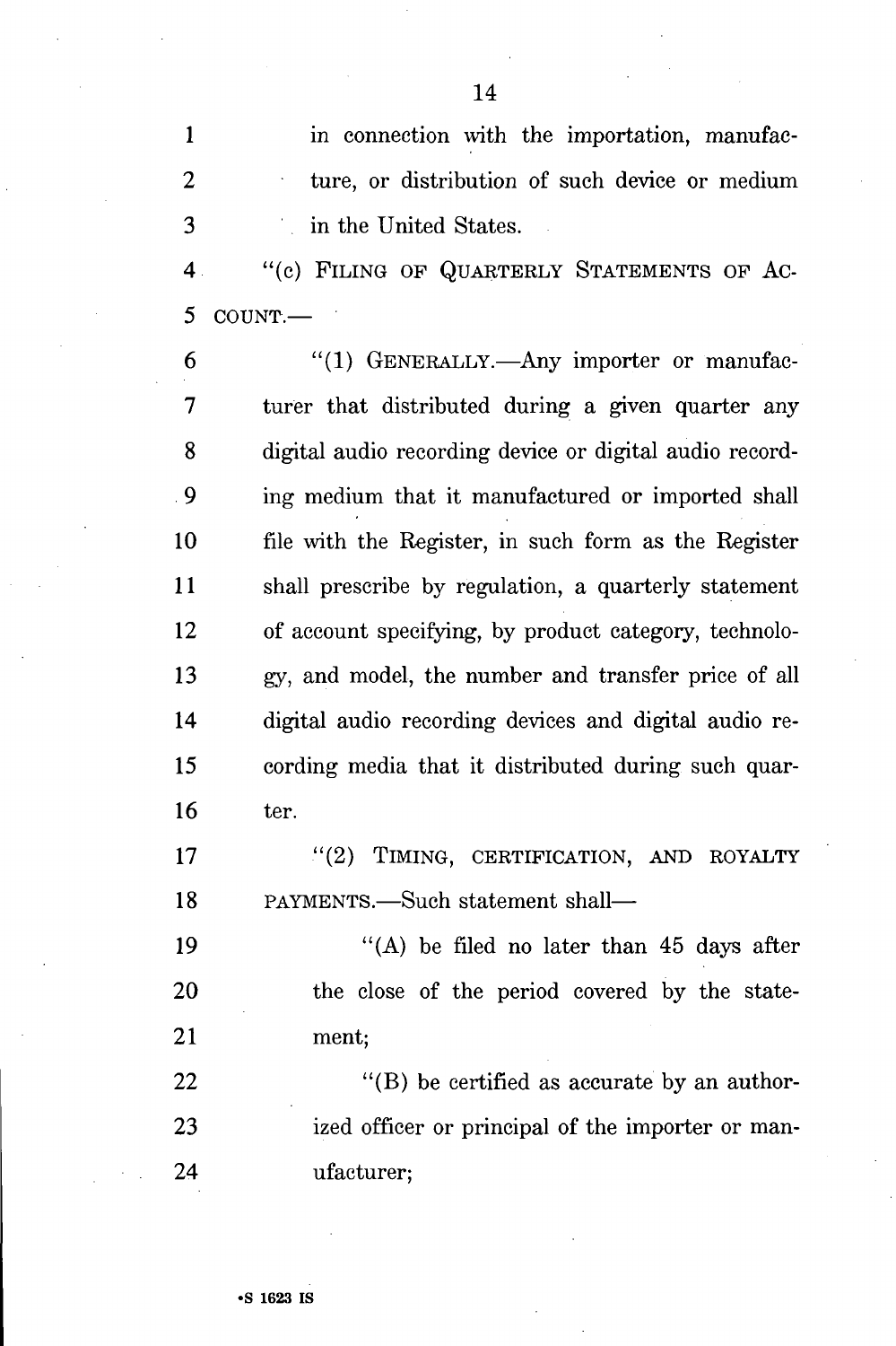in connection with the importation, manufacture, or distribution of such device or medium in the United States.

"(c) FILING OF QUARTERLY STATEMENTS OF ACCOUNT.—

"(1) GENERALLY.—Any importer or manufacturer that distributed during a given quarter any digital audio recording device or digital audio recording medium that it manufactured or imported shall file with the Register, in such form as the Register shall prescribe by regulation, a quarterly statement of account specifying, by product category, technology, and model, the number and transfer price of all digital audio recording devices and digital audio recording media that it distributed during such quarter.

"(2) TIMING, CERTIFICATION, AND ROYALTY PAYMENTS.—Such statement shall—

"(A) be filed no later than 45 days after the close of the period covered by the statement;

"(B) be certified as accurate by an authorized officer or principal of the importer or manufacturer;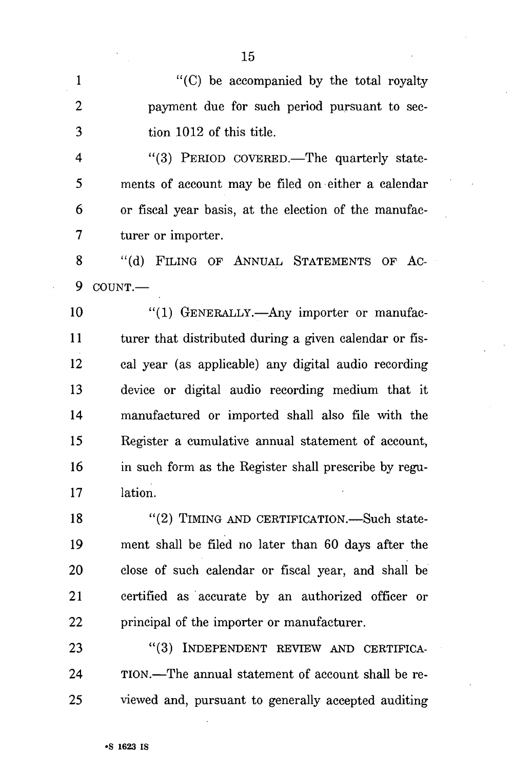"(C) be accompanied by the total royalty payment due for such period pursuant to section 1012 of this title.

"(3) PERIOD COVERED.—The quarterly statements of account may be filed on either a calendar or fiscal year basis, at the election of the manufacturer or importer.

"(d) FILING OF ANNUAL STATEMENTS OF ACCOUNT.—

"(1) GENERALLY.—Any importer or manufacturer that distributed during a given calendar or fiscal year (as applicable) any digital audio recording device or digital audio recording medium that it manufactured or imported shall also file with the Register a cumulative annual statement of account, in such form as the Register shall prescribe by regulation.

"(2) TIMING AND CERTIFICATION.—Such statement shall be filed no later than 60 days after the close of such calendar or fiscal year, and shall be certified as accurate by an authorized officer or principal of the importer or manufacturer.

"(3) INDEPENDENT REVIEW AND CERTIFICATION.—The annual statement of account shall be reviewed and, pursuant to generally accepted auditing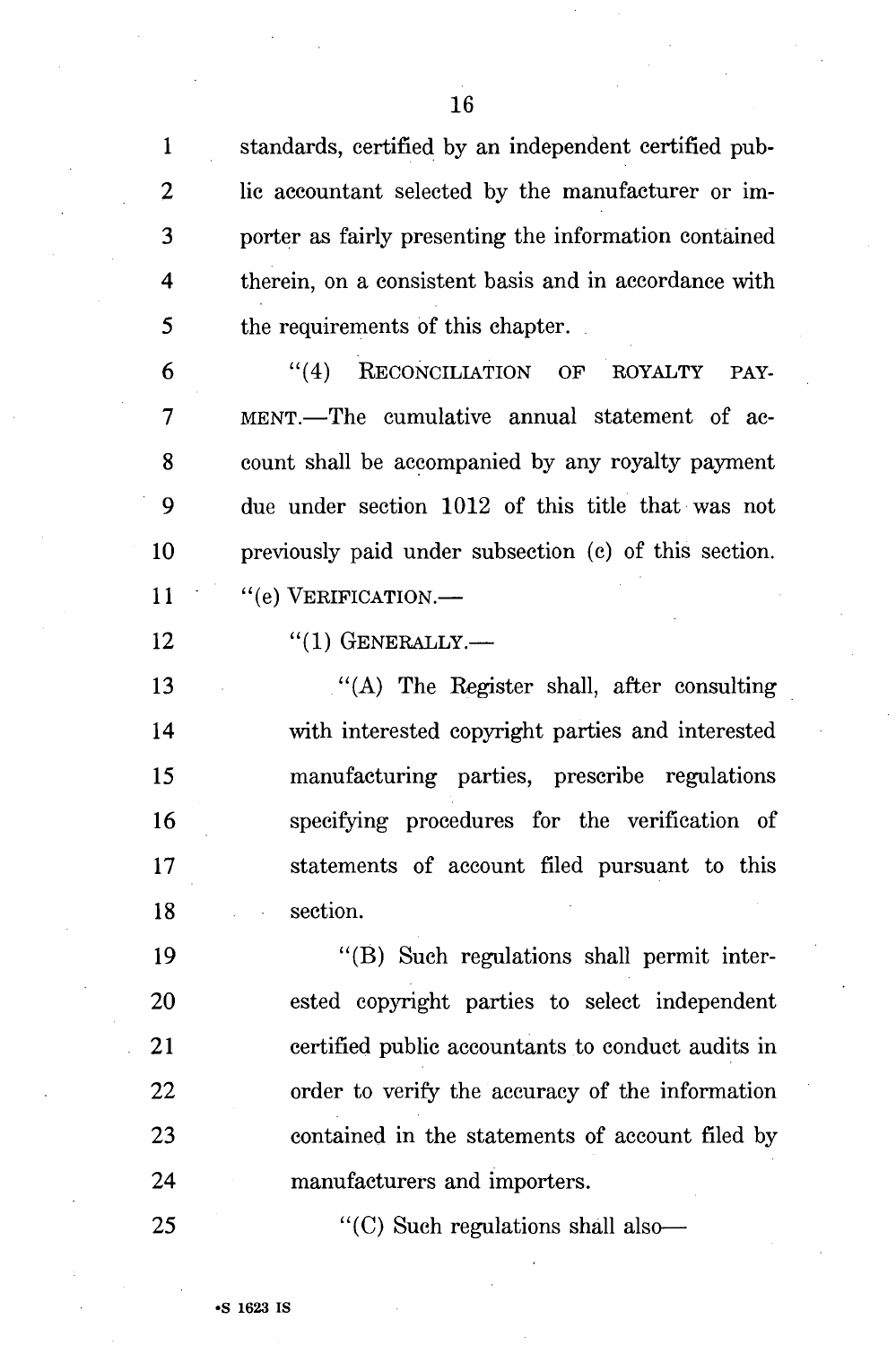standards, certified by an independent certified public accountant selected by the manufacturer or importer as fairly presenting the information contained therein, on a consistent basis and in accordance with the requirements of this chapter.

"(4) RECONCILIATION OF ROYALTY PAYMENT.—The cumulative annual statement of account shall be accompanied by any royalty payment due under section 1012 of this title that was not previously paid under subsection (c) of this section.

"(e) VERIFICATION.—

"(1) GENERALLY.—

"(A) The Register shall, after consulting with interested copyright parties and interested manufacturing parties, prescribe regulations specifying procedures for the verification of statements of account filed pursuant to this section.

"(B) Such regulations shall permit interested copyright parties to select independent certified public accountants to conduct audits in order to verify the accuracy of the information contained in the statements of account filed by manufacturers and importers.

"(C) Such regulations shall also—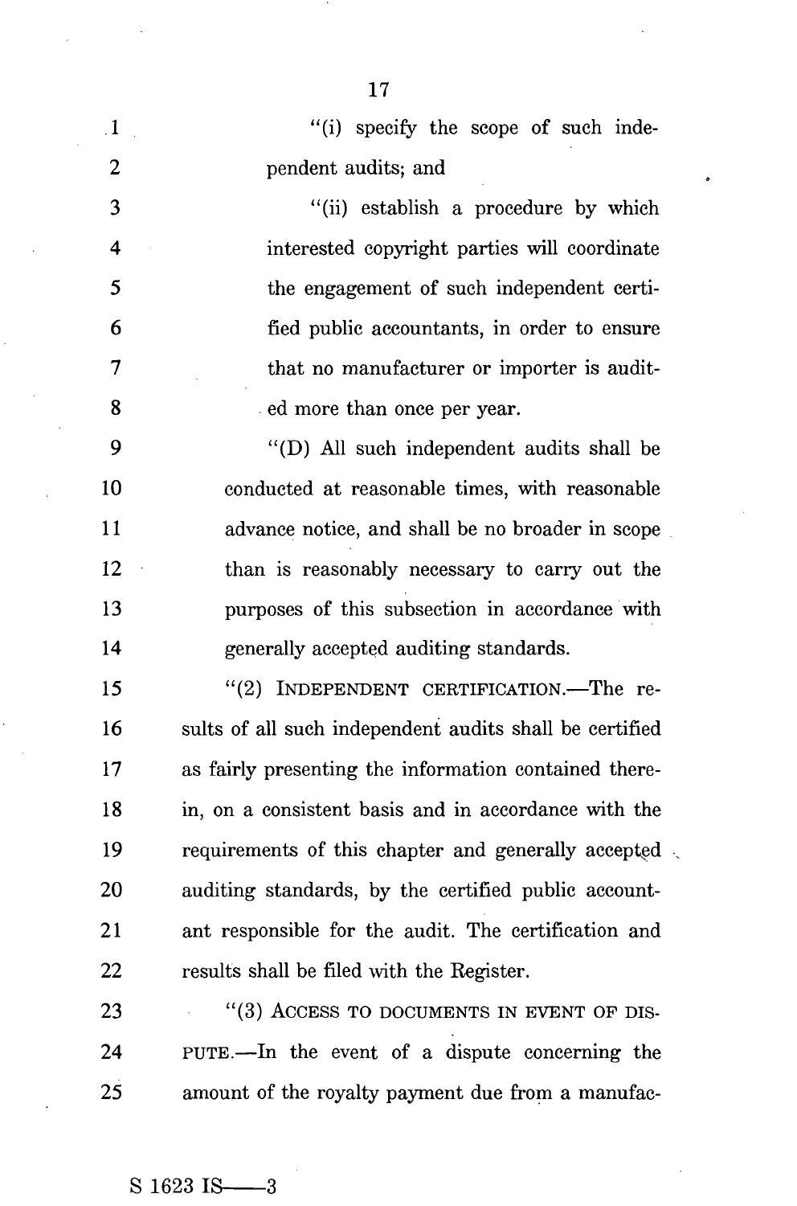"(i) specify the scope of such independent audits; and

"(ii) establish a procedure by which interested copyright parties will coordinate the engagement of such independent certified public accountants, in order to ensure that no manufacturer or importer is audited more than once per year.

"(D) All such independent audits shall be conducted at reasonable times, with reasonable advance notice, and shall be no broader in scope than is reasonably necessary to carry out the purposes of this subsection in accordance with generally accepted auditing standards.

"(2) INDEPENDENT CERTIFICATION.—The results of all such independent audits shall be certified as fairly presenting the information contained therein, on a consistent basis and in accordance with the requirements of this chapter and generally accepted auditing standards, by the certified public accountant responsible for the audit. The certification and results shall be filed with the Register.

"(3) ACCESS TO DOCUMENTS IN EVENT OF DISPUTE.—In the event of a dispute concerning the amount of the royalty payment due from a manufac-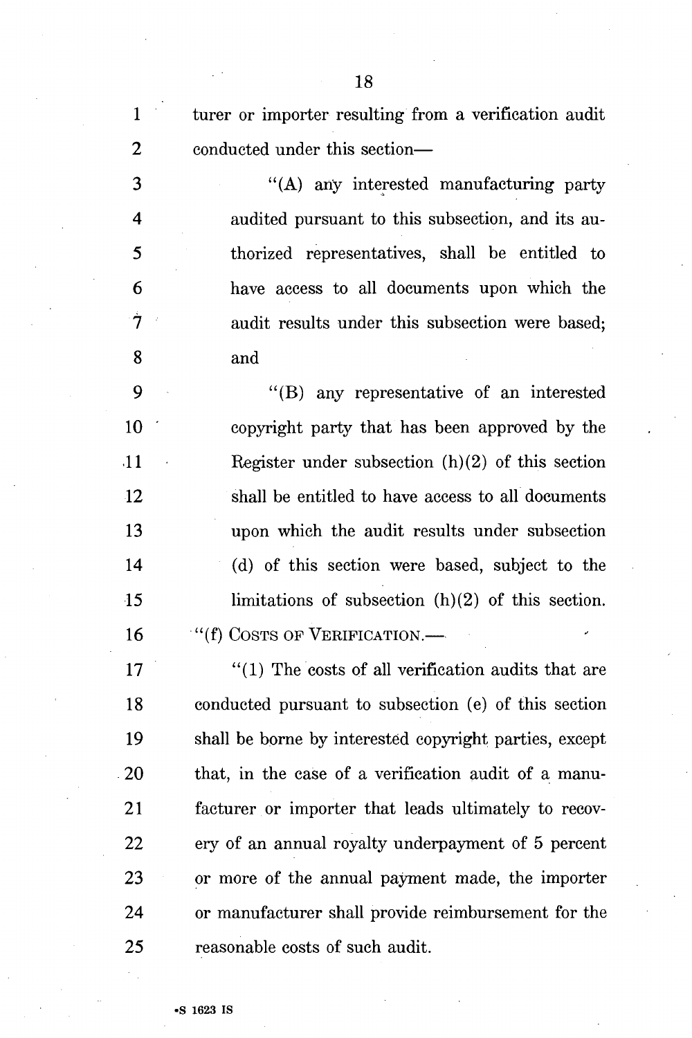turer or importer resulting from a verification audit conducted under this section—

"(A) any interested manufacturing party audited pursuant to this subsection, and its authorized representatives, shall be entitled to have access to all documents upon which the audit results under this subsection were based; and

"(B) any representative of an interested copyright party that has been approved by the Register under subsection (h)(2) of this section shall be entitled to have access to all documents upon which the audit results under subsection (d) of this section were based, subject to the limitations of subsection (h)(2) of this section.

"(f) COSTS OF VERIFICATION.—

"(1) The costs of all verification audits that are conducted pursuant to subsection (e) of this section shall be borne by interested copyright parties, except that, in the case of a verification audit of a manufacturer or importer that leads ultimately to recovery of an annual royalty underpayment of 5 percent or more of the annual payment made, the importer or manufacturer shall provide reimbursement for the reasonable costs of such audit.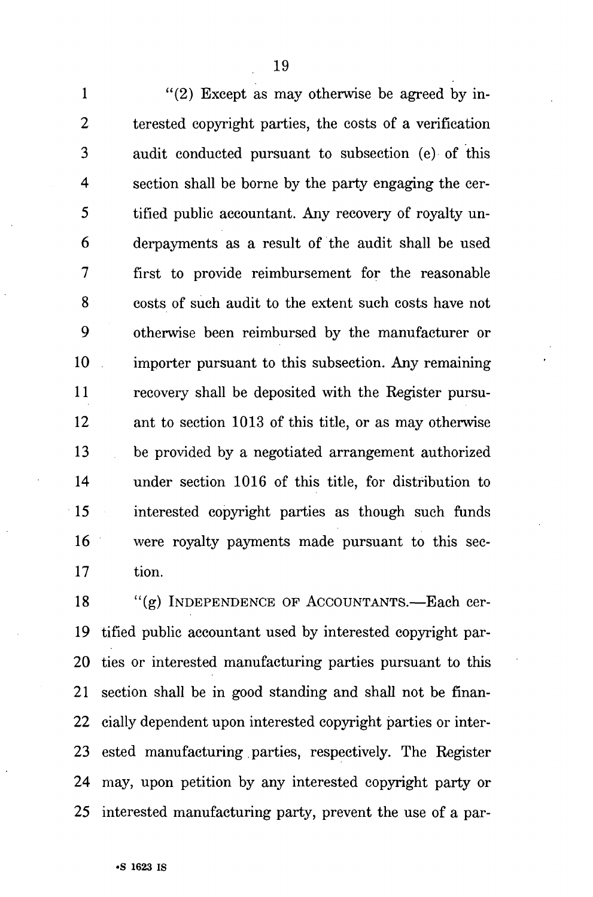"(2) Except as may otherwise be agreed by interested copyright parties, the costs of a verification audit conducted pursuant to subsection (e) of this section shall be borne by the party engaging the certified public accountant. Any recovery of royalty underpayments as a result of the audit shall be used first to provide reimbursement for the reasonable costs of such audit to the extent such costs have not otherwise been reimbursed by the manufacturer or importer pursuant to this subsection. Any remaining recovery shall be deposited with the Register pursuant to section 1013 of this title, or as may otherwise be provided by a negotiated arrangement authorized under section 1016 of this title, for distribution to interested copyright parties as though such funds were royalty payments made pursuant to this section.

"(g) INDEPENDENCE OF ACCOUNTANTS.—Each certified public accountant used by interested copyright parties or interested manufacturing parties pursuant to this section shall be in good standing and shall not be financially dependent upon interested copyright parties or interested manufacturing parties, respectively. The Register may, upon petition by any interested copyright party or interested manufacturing party, prevent the use of a par-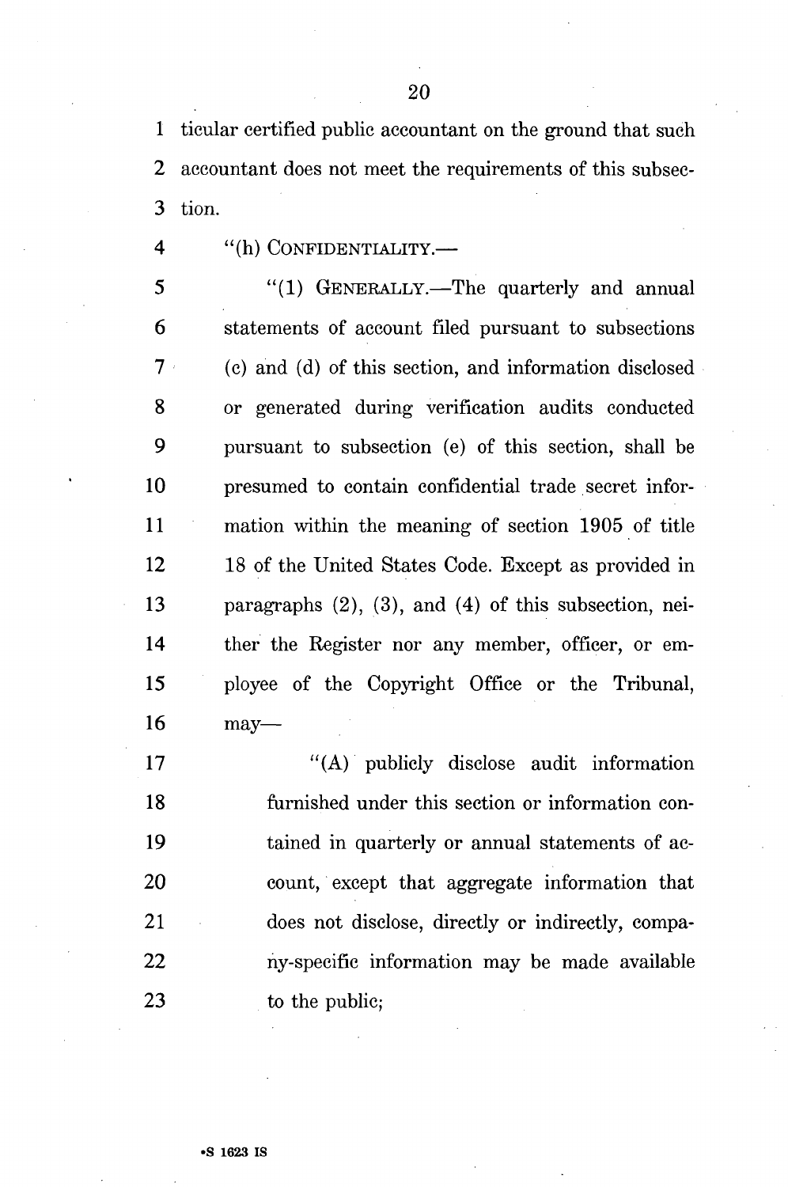ticular certified public accountant on the ground that such accountant does not meet the requirements of this subsection.

"(h) CONFIDENTIALITY.—

"(1) GENERALLY.—The quarterly and annual statements of account filed pursuant to subsections (c) and (d) of this section, and information disclosed or generated during verification audits conducted pursuant to subsection (e) of this section, shall be presumed to contain confidential trade secret information within the meaning of section 1905 of title 18 of the United States Code. Except as provided in paragraphs (2), (3), and (4) of this subsection, neither the Register nor any member, officer, or employee of the Copyright Office or the Tribunal, may—

"(A) publicly disclose audit information furnished under this section or information contained in quarterly or annual statements of account, except that aggregate information that does not disclose, directly or indirectly, company-specific information may be made available to the public;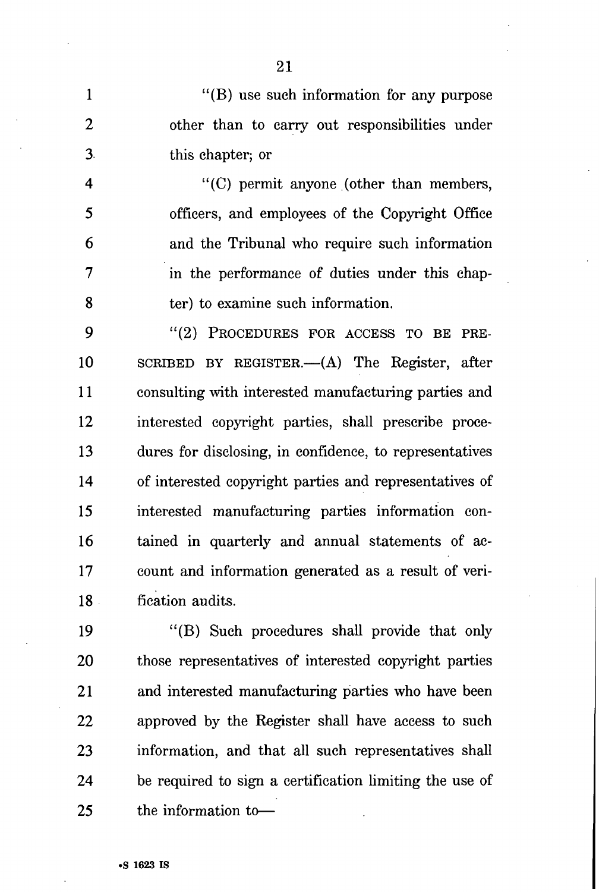"(B) use such information for any purpose other than to carry out responsibilities under this chapter; or

"(C) permit anyone (other than members, officers, and employees of the Copyright Office and the Tribunal who require such information in the performance of duties under this chapter) to examine such information.

"(2) PROCEDURES FOR ACCESS TO BE PRESCRIBED BY REGISTER.—(A) The Register, after consulting with interested manufacturing parties and interested copyright parties, shall prescribe procedures for disclosing, in confidence, to representatives of interested copyright parties and representatives of interested manufacturing parties information contained in quarterly and annual statements of account and information generated as a result of verification audits.

"(B) Such procedures shall provide that only those representatives of interested copyright parties and interested manufacturing parties who have been approved by the Register shall have access to such information, and that all such representatives shall be required to sign a certification limiting the use of the information to—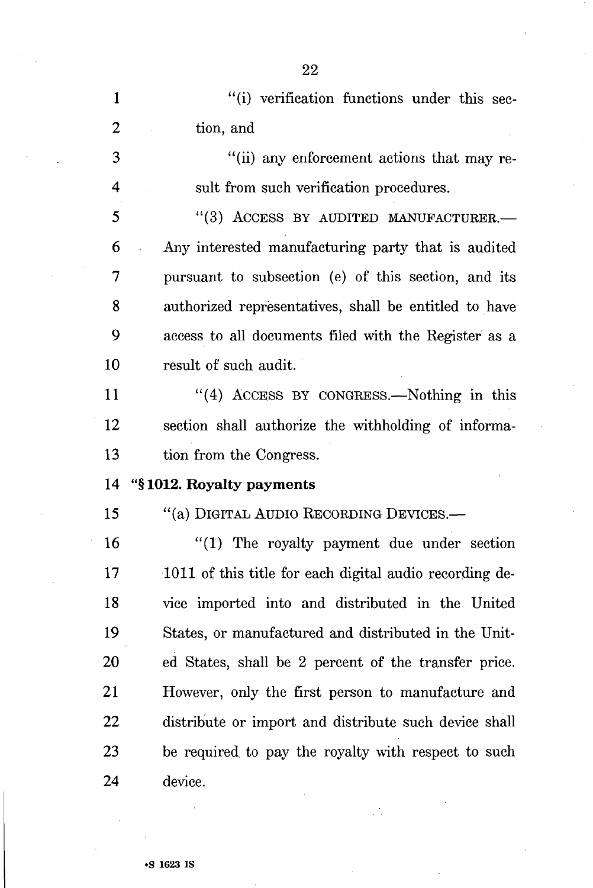"(i) verification functions under this section, and

"(ii) any enforcement actions that may result from such verification procedures.

"(3) ACCESS BY AUDITED MANUFACTURER.—Any interested manufacturing party that is audited pursuant to subsection (e) of this section, and its authorized representatives, shall be entitled to have access to all documents filed with the Register as a result of such audit.

"(4) ACCESS BY CONGRESS.—Nothing in this section shall authorize the withholding of information from the Congress.

**"§ 1012. Royalty payments**

"(a) DIGITAL AUDIO RECORDING DEVICES.—

"(1) The royalty payment due under section 1011 of this title for each digital audio recording device imported into and distributed in the United States, or manufactured and distributed in the United States, shall be 2 percent of the transfer price. However, only the first person to manufacture and distribute or import and distribute such device shall be required to pay the royalty with respect to such device.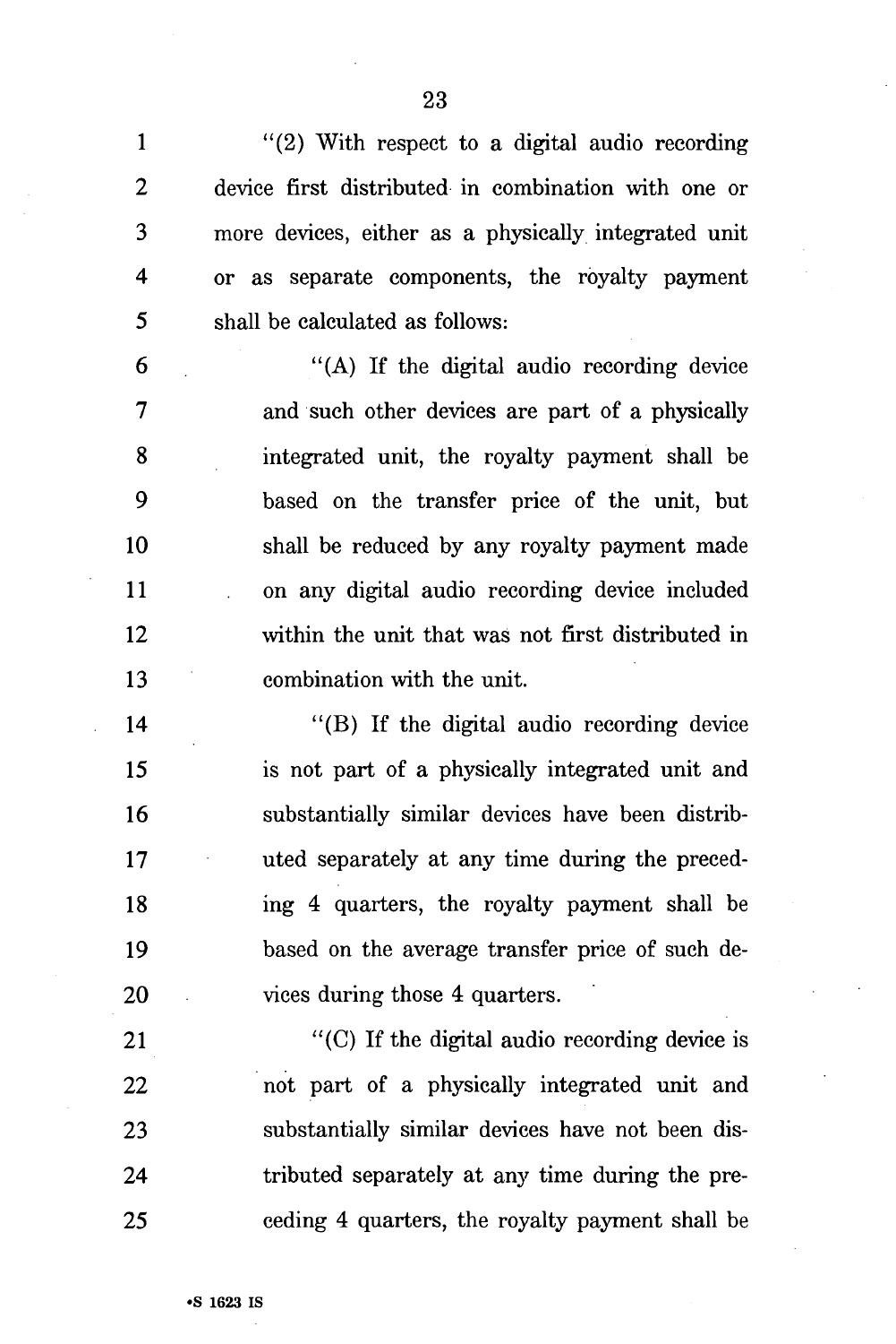"(2) With respect to a digital audio recording device first distributed in combination with one or more devices, either as a physically integrated unit or as separate components, the royalty payment shall be calculated as follows:

"(A) If the digital audio recording device and such other devices are part of a physically integrated unit, the royalty payment shall be based on the transfer price of the unit, but shall be reduced by any royalty payment made on any digital audio recording device included within the unit that was not first distributed in combination with the unit.

"(B) If the digital audio recording device is not part of a physically integrated unit and substantially similar devices have been distributed separately at any time during the preceding 4 quarters, the royalty payment shall be based on the average transfer price of such devices during those 4 quarters.

"(C) If the digital audio recording device is not part of a physically integrated unit and substantially similar devices have not been distributed separately at any time during the preceding 4 quarters, the royalty payment shall be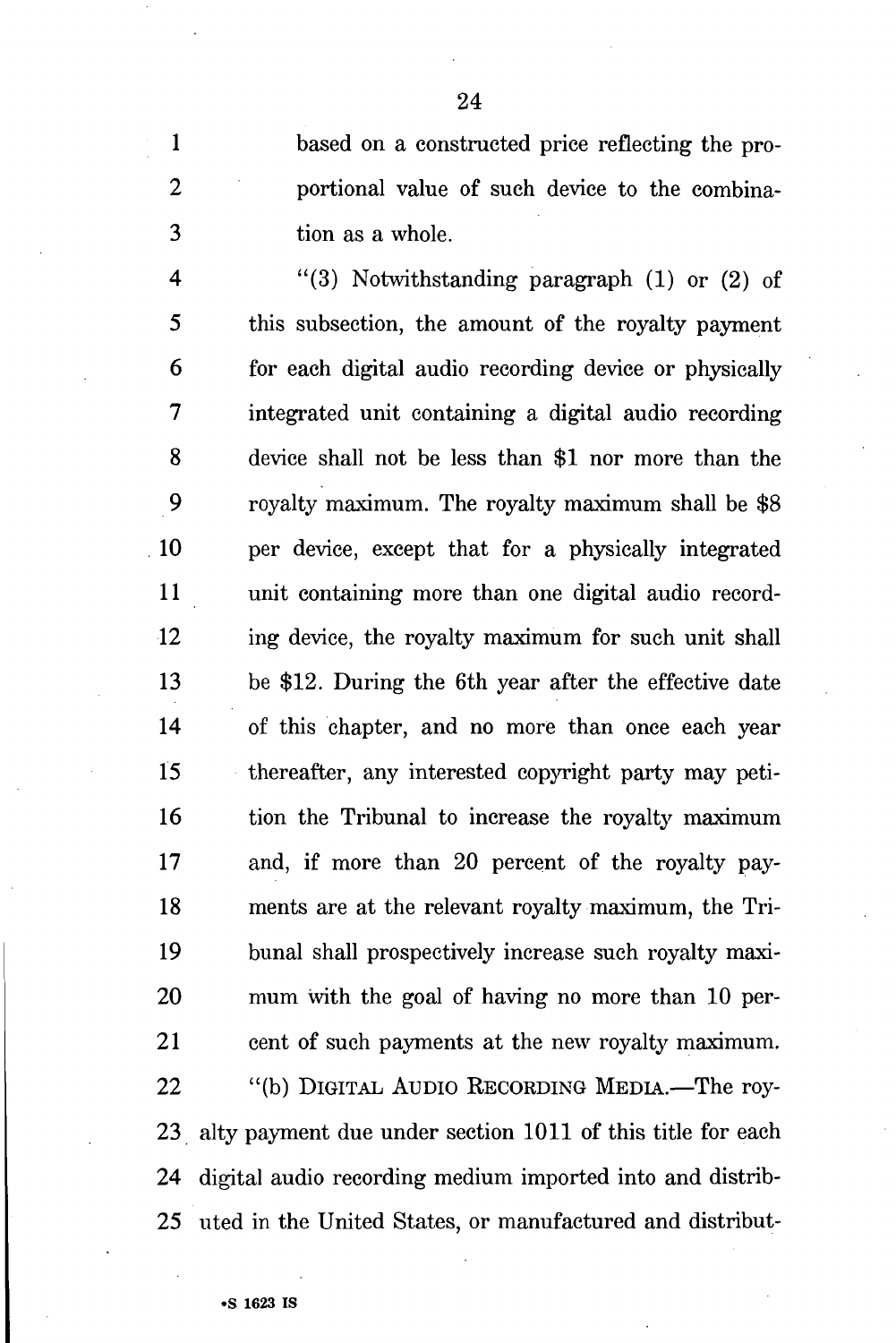based on a constructed price reflecting the proportional value of such device to the combination as a whole.

"(3) Notwithstanding paragraph (1) or (2) of this subsection, the amount of the royalty payment for each digital audio recording device or physically integrated unit containing a digital audio recording device shall not be less than $1 nor more than the royalty maximum. The royalty maximum shall be $8 per device, except that for a physically integrated unit containing more than one digital audio recording device, the royalty maximum for such unit shall be $12. During the 6th year after the effective date of this chapter, and no more than once each year thereafter, any interested copyright party may petition the Tribunal to increase the royalty maximum and, if more than 20 percent of the royalty payments are at the relevant royalty maximum, the Tribunal shall prospectively increase such royalty maximum with the goal of having no more than 10 percent of such payments at the new royalty maximum.

"(b) DIGITAL AUDIO RECORDING MEDIA.—The royalty payment due under section 1011 of this title for each digital audio recording medium imported into and distributed in the United States, or manufactured and distribut-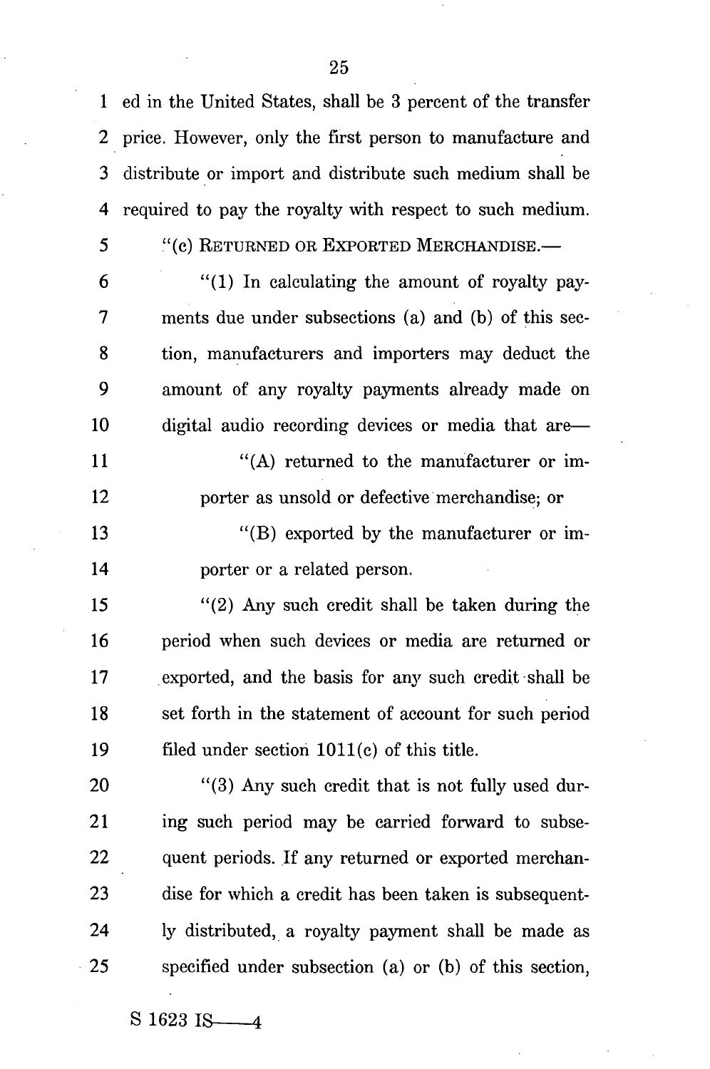ed in the United States, shall be 3 percent of the transfer price. However, only the first person to manufacture and distribute or import and distribute such medium shall be required to pay the royalty with respect to such medium.

"(c) RETURNED OR EXPORTED MERCHANDISE.—

"(1) In calculating the amount of royalty payments due under subsections (a) and (b) of this section, manufacturers and importers may deduct the amount of any royalty payments already made on digital audio recording devices or media that are—

"(A) returned to the manufacturer or importer as unsold or defective merchandise; or

"(B) exported by the manufacturer or importer or a related person.

"(2) Any such credit shall be taken during the period when such devices or media are returned or exported, and the basis for any such credit shall be set forth in the statement of account for such period filed under section 1011(c) of this title.

"(3) Any such credit that is not fully used during such period may be carried forward to subsequent periods. If any returned or exported merchandise for which a credit has been taken is subsequently distributed, a royalty payment shall be made as specified under subsection (a) or (b) of this section,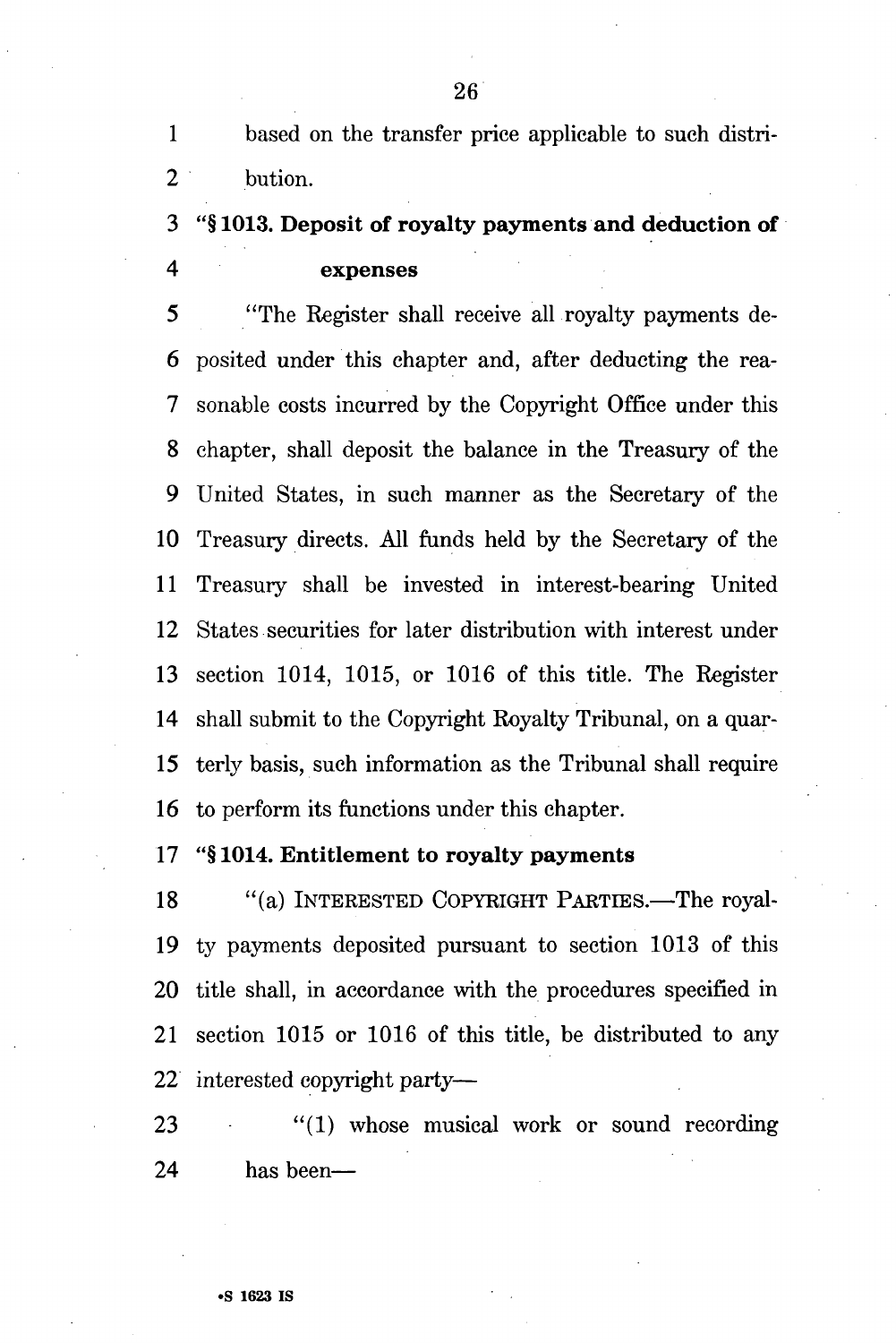based on the transfer price applicable to such distribution.

**"§ 1013. Deposit of royalty payments and deduction of expenses**

"The Register shall receive all royalty payments deposited under this chapter and, after deducting the reasonable costs incurred by the Copyright Office under this chapter, shall deposit the balance in the Treasury of the United States, in such manner as the Secretary of the Treasury directs. All funds held by the Secretary of the Treasury shall be invested in interest-bearing United States securities for later distribution with interest under section 1014, 1015, or 1016 of this title. The Register shall submit to the Copyright Royalty Tribunal, on a quarterly basis, such information as the Tribunal shall require to perform its functions under this chapter.

**"§ 1014. Entitlement to royalty payments**

"(a) INTERESTED COPYRIGHT PARTIES.—The royalty payments deposited pursuant to section 1013 of this title shall, in accordance with the procedures specified in section 1015 or 1016 of this title, be distributed to any interested copyright party—

"(1) whose musical work or sound recording has been—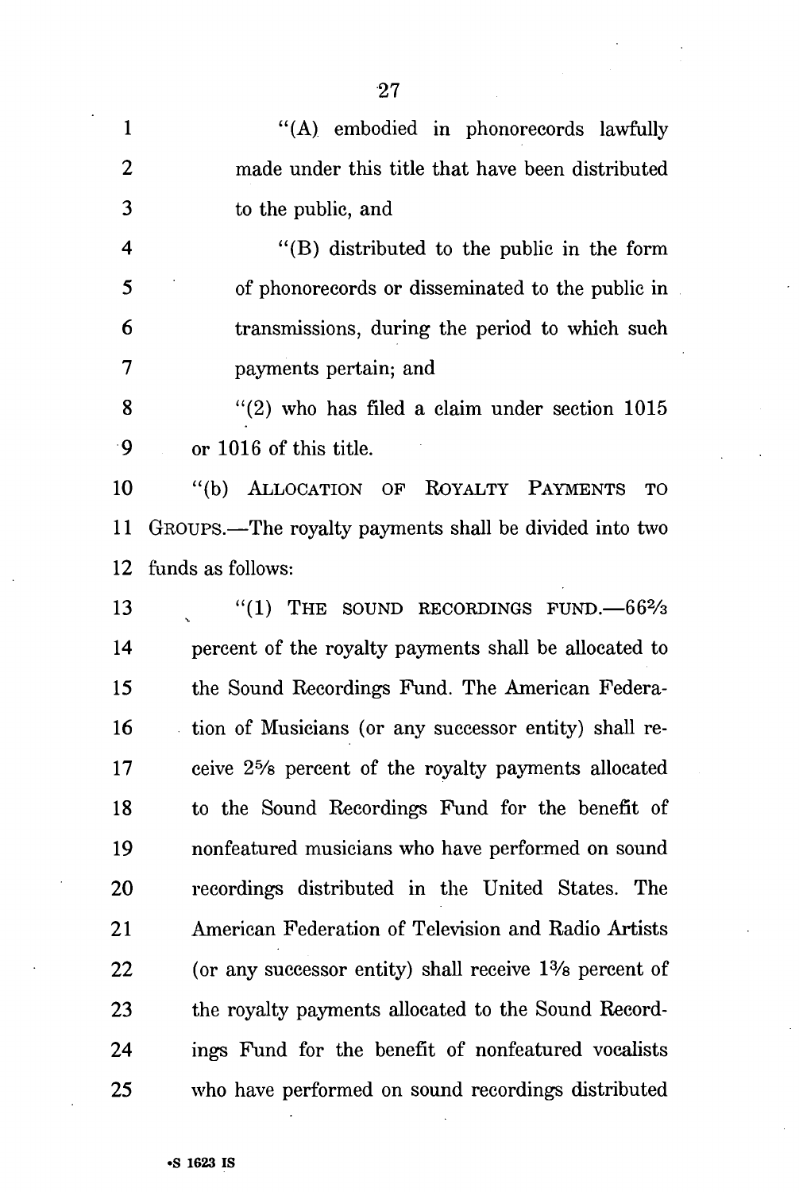"(A) embodied in phonorecords lawfully made under this title that have been distributed to the public, and

"(B) distributed to the public in the form of phonorecords or disseminated to the public in transmissions, during the period to which such payments pertain; and

"(2) who has filed a claim under section 1015 or 1016 of this title.

"(b) ALLOCATION OF ROYALTY PAYMENTS TO GROUPS.—The royalty payments shall be divided into two funds as follows:

"(1) THE SOUND RECORDINGS FUND.—66⅔ percent of the royalty payments shall be allocated to the Sound Recordings Fund. The American Federation of Musicians (or any successor entity) shall receive 2⅝ percent of the royalty payments allocated to the Sound Recordings Fund for the benefit of nonfeatured musicians who have performed on sound recordings distributed in the United States. The American Federation of Television and Radio Artists (or any successor entity) shall receive 1⅜ percent of the royalty payments allocated to the Sound Recordings Fund for the benefit of nonfeatured vocalists who have performed on sound recordings distributed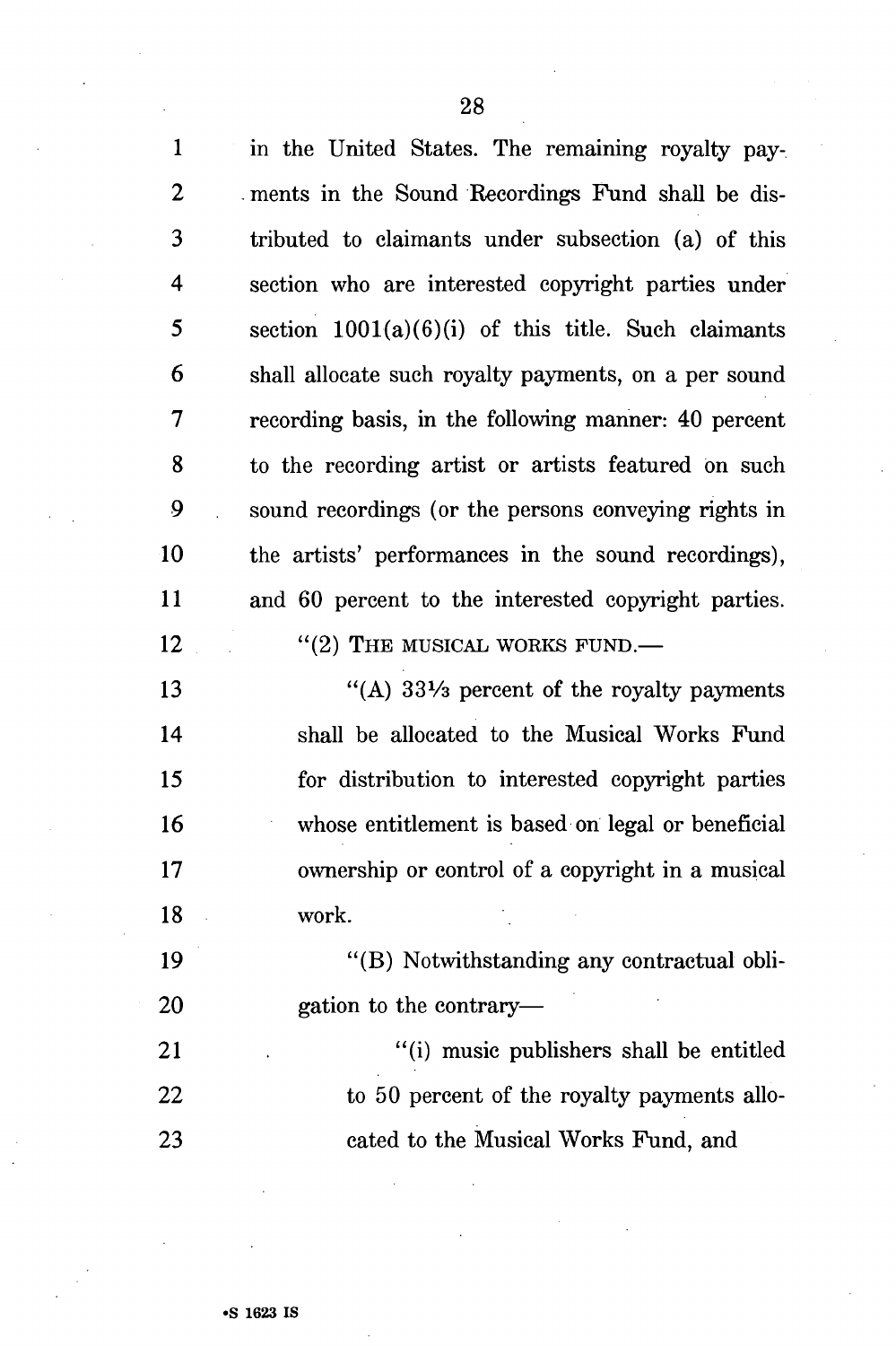in the United States. The remaining royalty payments in the Sound Recordings Fund shall be distributed to claimants under subsection (a) of this section who are interested copyright parties under section 1001(a)(6)(i) of this title. Such claimants shall allocate such royalty payments, on a per sound recording basis, in the following manner: 40 percent to the recording artist or artists featured on such sound recordings (or the persons conveying rights in the artists' performances in the sound recordings), and 60 percent to the interested copyright parties.

"(2) THE MUSICAL WORKS FUND.—

"(A) 33⅓ percent of the royalty payments shall be allocated to the Musical Works Fund for distribution to interested copyright parties whose entitlement is based on legal or beneficial ownership or control of a copyright in a musical work.

"(B) Notwithstanding any contractual obligation to the contrary—

"(i) music publishers shall be entitled to 50 percent of the royalty payments allocated to the Musical Works Fund, and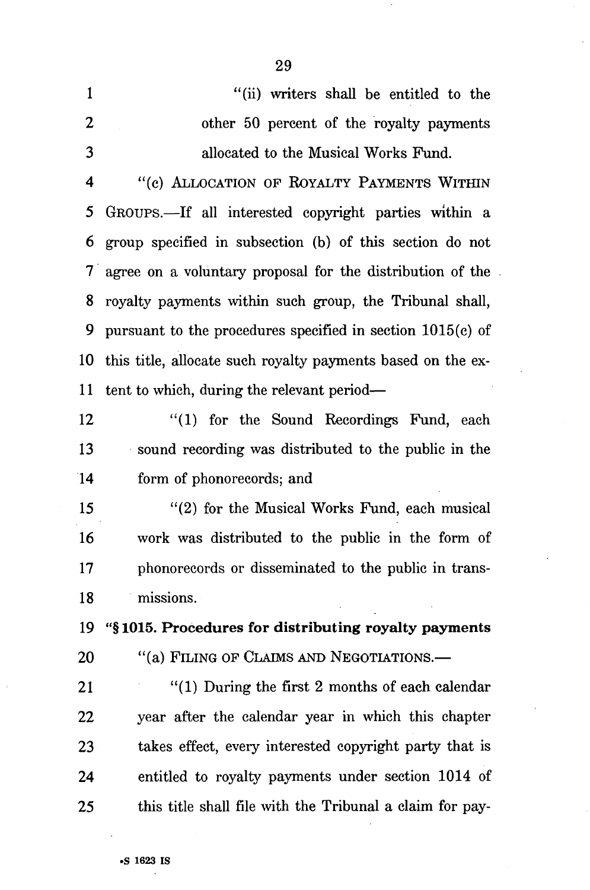"(ii) writers shall be entitled to the other 50 percent of the royalty payments allocated to the Musical Works Fund.

"(c) ALLOCATION OF ROYALTY PAYMENTS WITHIN GROUPS.—If all interested copyright parties within a group specified in subsection (b) of this section do not agree on a voluntary proposal for the distribution of the royalty payments within such group, the Tribunal shall, pursuant to the procedures specified in section 1015(c) of this title, allocate such royalty payments based on the extent to which, during the relevant period—

"(1) for the Sound Recordings Fund, each sound recording was distributed to the public in the form of phonorecords; and

"(2) for the Musical Works Fund, each musical work was distributed to the public in the form of phonorecords or disseminated to the public in transmissions.

**"§ 1015. Procedures for distributing royalty payments**

"(a) FILING OF CLAIMS AND NEGOTIATIONS.—

"(1) During the first 2 months of each calendar year after the calendar year in which this chapter takes effect, every interested copyright party that is entitled to royalty payments under section 1014 of this title shall file with the Tribunal a claim for pay-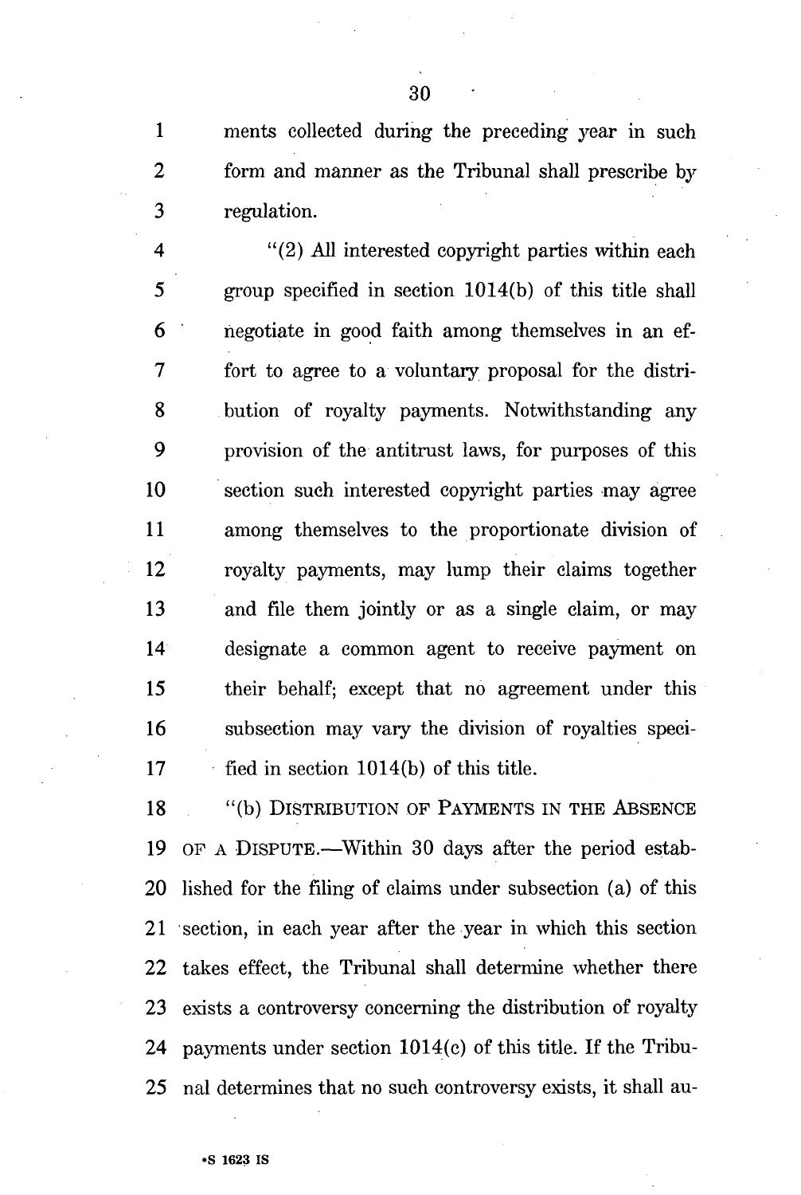ments collected during the preceding year in such form and manner as the Tribunal shall prescribe by regulation.

"(2) All interested copyright parties within each group specified in section 1014(b) of this title shall negotiate in good faith among themselves in an effort to agree to a voluntary proposal for the distribution of royalty payments. Notwithstanding any provision of the antitrust laws, for purposes of this section such interested copyright parties may agree among themselves to the proportionate division of royalty payments, may lump their claims together and file them jointly or as a single claim, or may designate a common agent to receive payment on their behalf; except that no agreement under this subsection may vary the division of royalties specified in section 1014(b) of this title.

"(b) DISTRIBUTION OF PAYMENTS IN THE ABSENCE OF A DISPUTE.—Within 30 days after the period established for the filing of claims under subsection (a) of this section, in each year after the year in which this section takes effect, the Tribunal shall determine whether there exists a controversy concerning the distribution of royalty payments under section 1014(c) of this title. If the Tribunal determines that no such controversy exists, it shall au-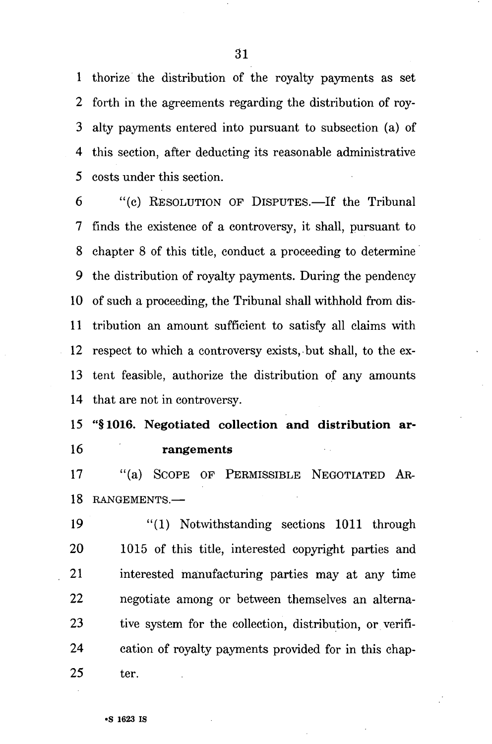thorize the distribution of the royalty payments as set forth in the agreements regarding the distribution of royalty payments entered into pursuant to subsection (a) of this section, after deducting its reasonable administrative costs under this section.

"(c) RESOLUTION OF DISPUTES.—If the Tribunal finds the existence of a controversy, it shall, pursuant to chapter 8 of this title, conduct a proceeding to determine the distribution of royalty payments. During the pendency of such a proceeding, the Tribunal shall withhold from distribution an amount sufficient to satisfy all claims with respect to which a controversy exists, but shall, to the extent feasible, authorize the distribution of any amounts that are not in controversy.

**"§ 1016. Negotiated collection and distribution arrangements**

"(a) SCOPE OF PERMISSIBLE NEGOTIATED ARRANGEMENTS.—

"(1) Notwithstanding sections 1011 through 1015 of this title, interested copyright parties and interested manufacturing parties may at any time negotiate among or between themselves an alternative system for the collection, distribution, or verification of royalty payments provided for in this chapter.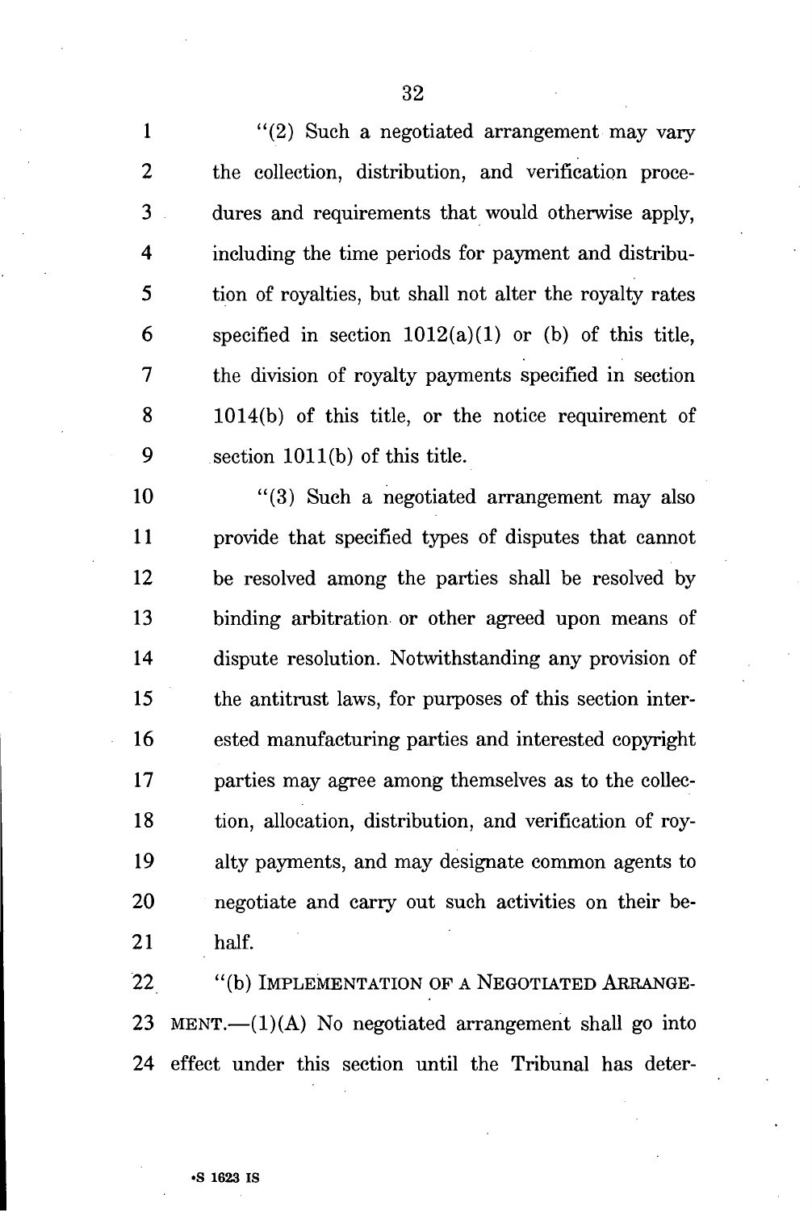"(2) Such a negotiated arrangement may vary the collection, distribution, and verification procedures and requirements that would otherwise apply, including the time periods for payment and distribution of royalties, but shall not alter the royalty rates specified in section 1012(a)(1) or (b) of this title, the division of royalty payments specified in section 1014(b) of this title, or the notice requirement of section 1011(b) of this title.

"(3) Such a negotiated arrangement may also provide that specified types of disputes that cannot be resolved among the parties shall be resolved by binding arbitration or other agreed upon means of dispute resolution. Notwithstanding any provision of the antitrust laws, for purposes of this section interested manufacturing parties and interested copyright parties may agree among themselves as to the collection, allocation, distribution, and verification of royalty payments, and may designate common agents to negotiate and carry out such activities on their behalf.

"(b) IMPLEMENTATION OF A NEGOTIATED ARRANGEMENT.—(1)(A) No negotiated arrangement shall go into effect under this section until the Tribunal has deter-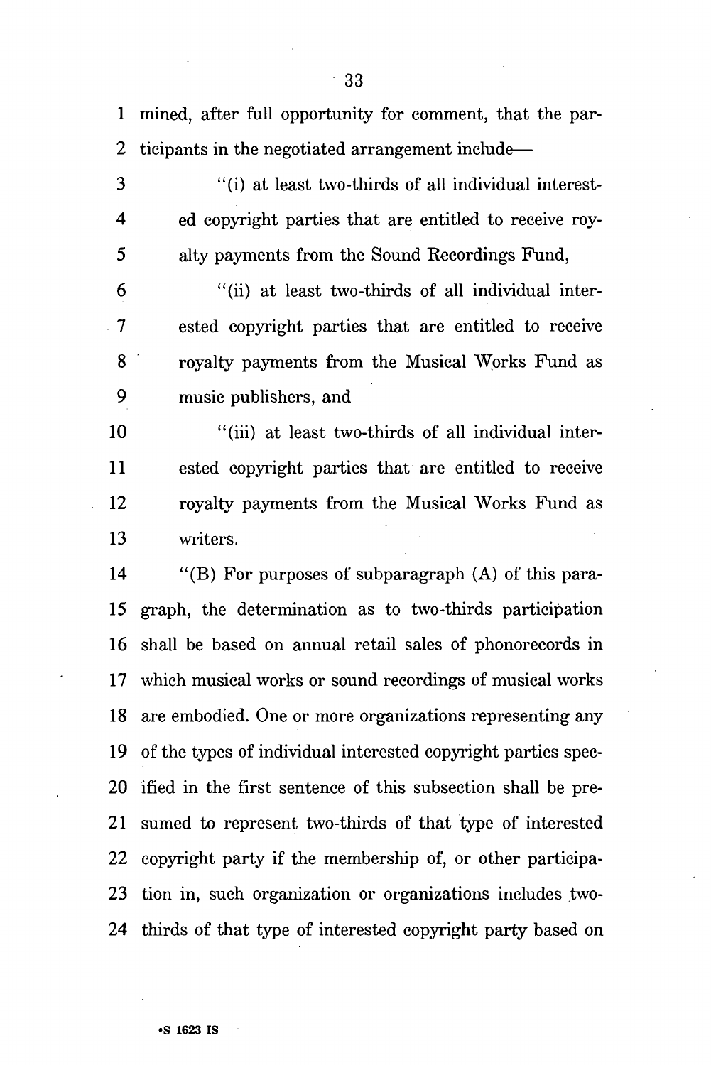mined, after full opportunity for comment, that the participants in the negotiated arrangement include—

"(i) at least two-thirds of all individual interested copyright parties that are entitled to receive royalty payments from the Sound Recordings Fund,

"(ii) at least two-thirds of all individual interested copyright parties that are entitled to receive royalty payments from the Musical Works Fund as music publishers, and

"(iii) at least two-thirds of all individual interested copyright parties that are entitled to receive royalty payments from the Musical Works Fund as writers.

"(B) For purposes of subparagraph (A) of this paragraph, the determination as to two-thirds participation shall be based on annual retail sales of phonorecords in which musical works or sound recordings of musical works are embodied. One or more organizations representing any of the types of individual interested copyright parties specified in the first sentence of this subsection shall be presumed to represent two-thirds of that type of interested copyright party if the membership of, or other participation in, such organization or organizations includes two-thirds of that type of interested copyright party based on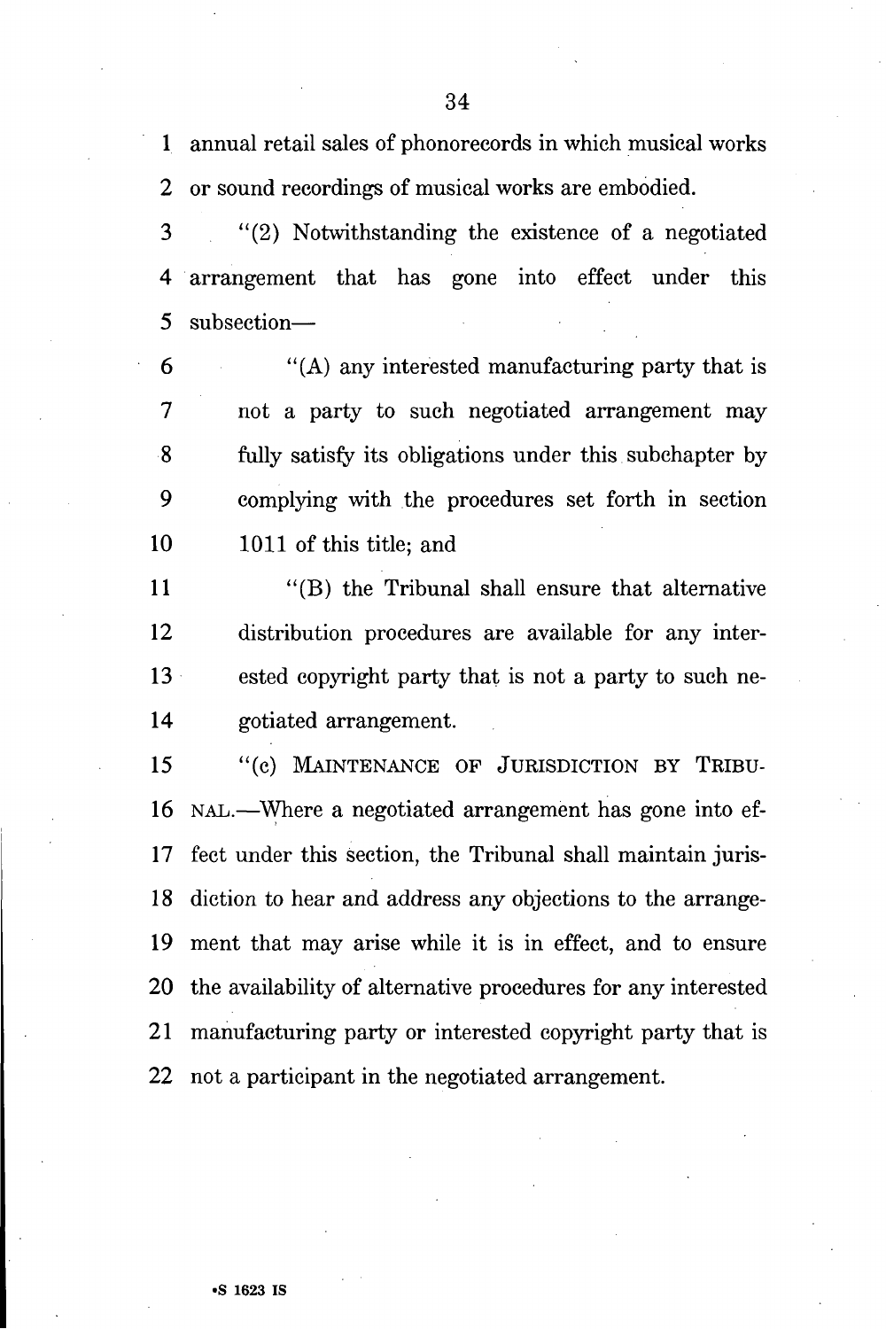annual retail sales of phonorecords in which musical works or sound recordings of musical works are embodied.

"(2) Notwithstanding the existence of a negotiated arrangement that has gone into effect under this subsection—

"(A) any interested manufacturing party that is not a party to such negotiated arrangement may fully satisfy its obligations under this subchapter by complying with the procedures set forth in section 1011 of this title; and

"(B) the Tribunal shall ensure that alternative distribution procedures are available for any interested copyright party that is not a party to such negotiated arrangement.

"(c) MAINTENANCE OF JURISDICTION BY TRIBUNAL.—Where a negotiated arrangement has gone into effect under this section, the Tribunal shall maintain jurisdiction to hear and address any objections to the arrangement that may arise while it is in effect, and to ensure the availability of alternative procedures for any interested manufacturing party or interested copyright party that is not a participant in the negotiated arrangement.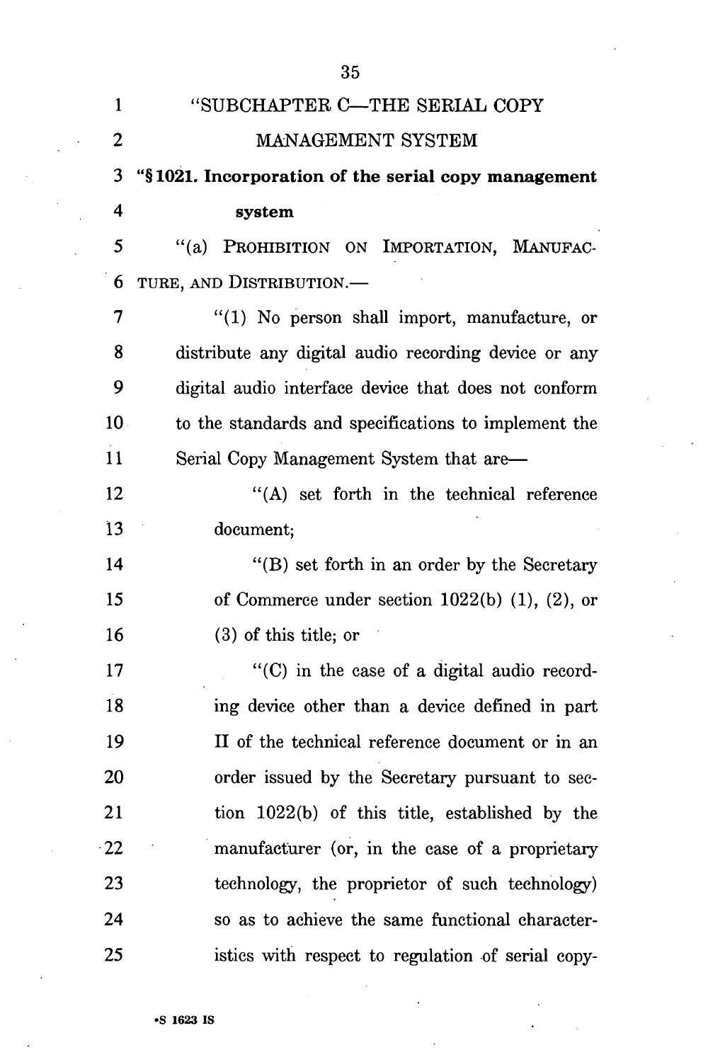"SUBCHAPTER C—THE SERIAL COPY MANAGEMENT SYSTEM

**"§ 1021. Incorporation of the serial copy management system**

"(a) PROHIBITION ON IMPORTATION, MANUFACTURE, AND DISTRIBUTION.—

"(1) No person shall import, manufacture, or distribute any digital audio recording device or any digital audio interface device that does not conform to the standards and specifications to implement the Serial Copy Management System that are—

"(A) set forth in the technical reference document;

"(B) set forth in an order by the Secretary of Commerce under section 1022(b) (1), (2), or (3) of this title; or

"(C) in the case of a digital audio recording device other than a device defined in part II of the technical reference document or in an order issued by the Secretary pursuant to section 1022(b) of this title, established by the manufacturer (or, in the case of a proprietary technology, the proprietor of such technology) so as to achieve the same functional characteristics with respect to regulation of serial copy-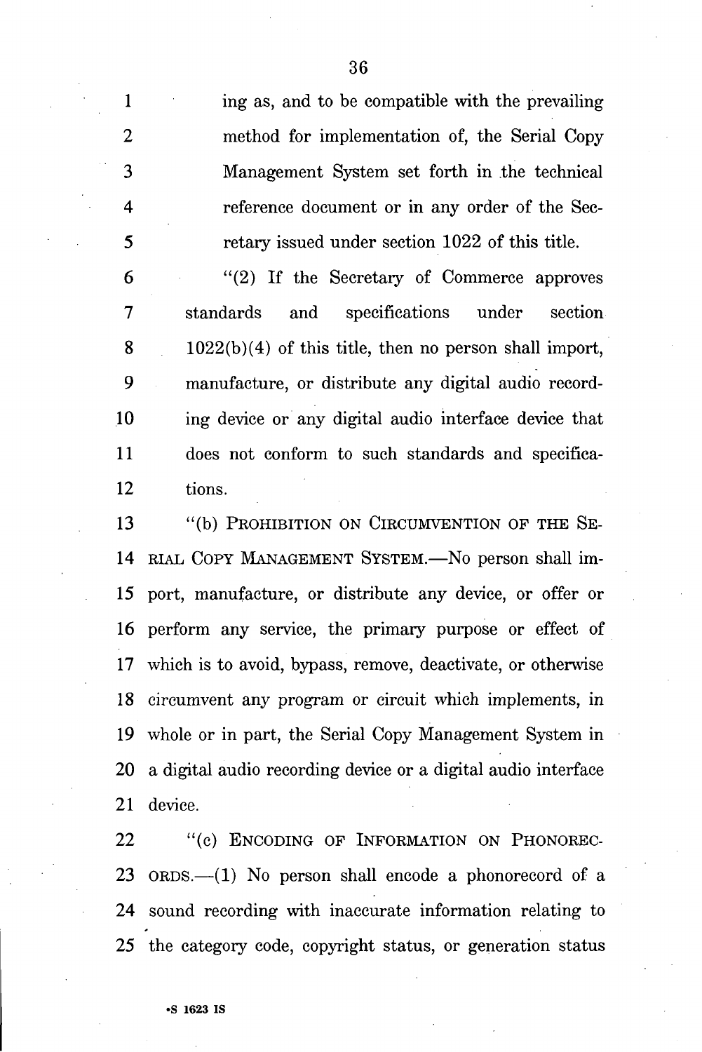ing as, and to be compatible with the prevailing method for implementation of, the Serial Copy Management System set forth in the technical reference document or in any order of the Secretary issued under section 1022 of this title.

"(2) If the Secretary of Commerce approves standards and specifications under section 1022(b)(4) of this title, then no person shall import, manufacture, or distribute any digital audio recording device or any digital audio interface device that does not conform to such standards and specifications.

"(b) PROHIBITION ON CIRCUMVENTION OF THE SERIAL COPY MANAGEMENT SYSTEM.—No person shall import, manufacture, or distribute any device, or offer or perform any service, the primary purpose or effect of which is to avoid, bypass, remove, deactivate, or otherwise circumvent any program or circuit which implements, in whole or in part, the Serial Copy Management System in a digital audio recording device or a digital audio interface device.

"(c) ENCODING OF INFORMATION ON PHONORECORDS.—(1) No person shall encode a phonorecord of a sound recording with inaccurate information relating to the category code, copyright status, or generation status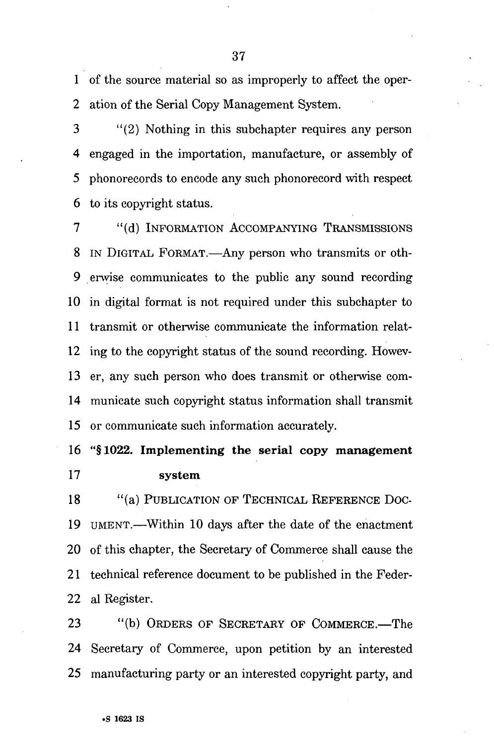of the source material so as improperly to affect the operation of the Serial Copy Management System.

"(2) Nothing in this subchapter requires any person engaged in the importation, manufacture, or assembly of phonorecords to encode any such phonorecord with respect to its copyright status.

"(d) INFORMATION ACCOMPANYING TRANSMISSIONS IN DIGITAL FORMAT.—Any person who transmits or otherwise communicates to the public any sound recording in digital format is not required under this subchapter to transmit or otherwise communicate the information relating to the copyright status of the sound recording. However, any such person who does transmit or otherwise communicate such copyright status information shall transmit or communicate such information accurately.

**"§ 1022. Implementing the serial copy management system**

"(a) PUBLICATION OF TECHNICAL REFERENCE DOCUMENT.—Within 10 days after the date of the enactment of this chapter, the Secretary of Commerce shall cause the technical reference document to be published in the Federal Register.

"(b) ORDERS OF SECRETARY OF COMMERCE.—The Secretary of Commerce, upon petition by an interested manufacturing party or an interested copyright party, and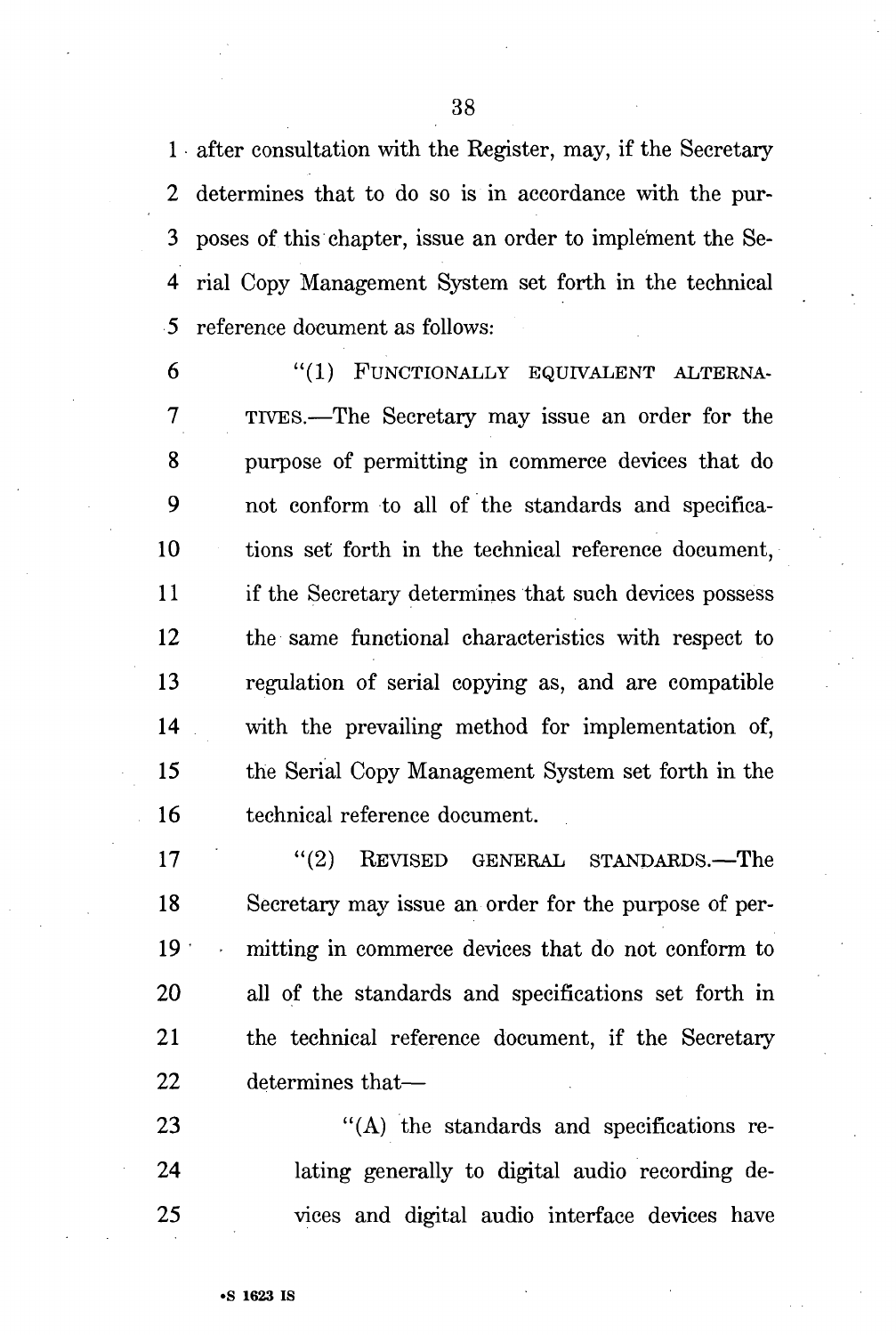after consultation with the Register, may, if the Secretary determines that to do so is in accordance with the purposes of this chapter, issue an order to implement the Serial Copy Management System set forth in the technical reference document as follows:

"(1) FUNCTIONALLY EQUIVALENT ALTERNATIVES.—The Secretary may issue an order for the purpose of permitting in commerce devices that do not conform to all of the standards and specifications set forth in the technical reference document, if the Secretary determines that such devices possess the same functional characteristics with respect to regulation of serial copying as, and are compatible with the prevailing method for implementation of, the Serial Copy Management System set forth in the technical reference document.

"(2) REVISED GENERAL STANDARDS.—The Secretary may issue an order for the purpose of permitting in commerce devices that do not conform to all of the standards and specifications set forth in the technical reference document, if the Secretary determines that—

"(A) the standards and specifications relating generally to digital audio recording devices and digital audio interface devices have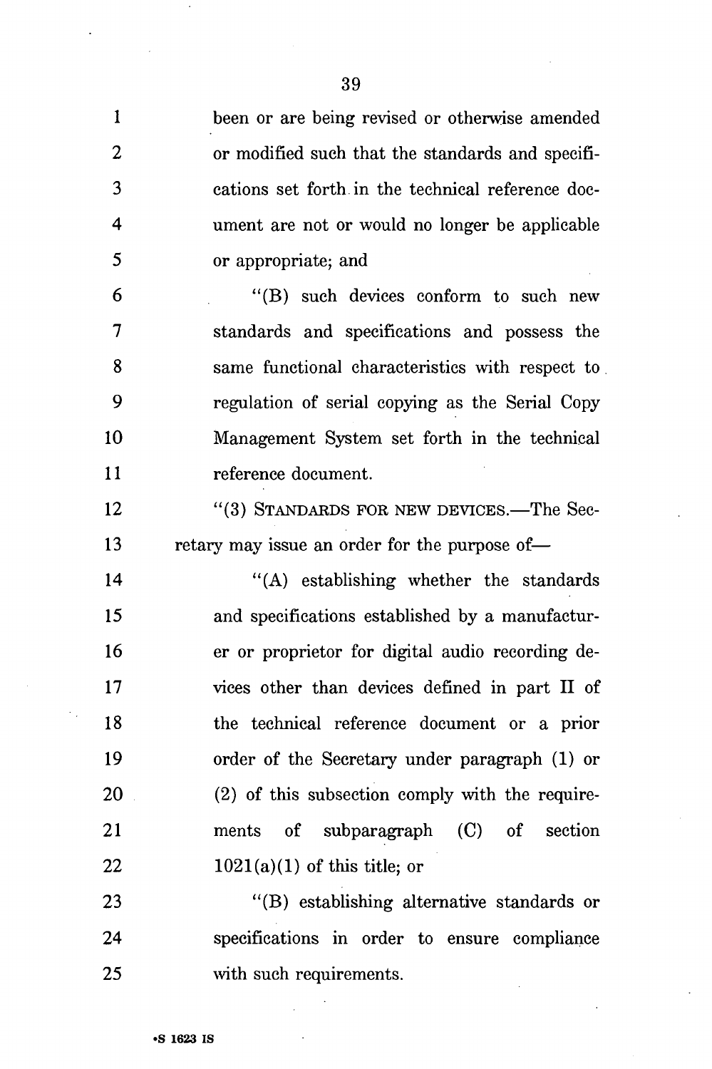been or are being revised or otherwise amended or modified such that the standards and specifications set forth in the technical reference document are not or would no longer be applicable or appropriate; and

"(B) such devices conform to such new standards and specifications and possess the same functional characteristics with respect to regulation of serial copying as the Serial Copy Management System set forth in the technical reference document.

"(3) STANDARDS FOR NEW DEVICES.—The Secretary may issue an order for the purpose of—

"(A) establishing whether the standards and specifications established by a manufacturer or proprietor for digital audio recording devices other than devices defined in part II of the technical reference document or a prior order of the Secretary under paragraph (1) or (2) of this subsection comply with the requirements of subparagraph (C) of section 1021(a)(1) of this title; or

"(B) establishing alternative standards or specifications in order to ensure compliance with such requirements.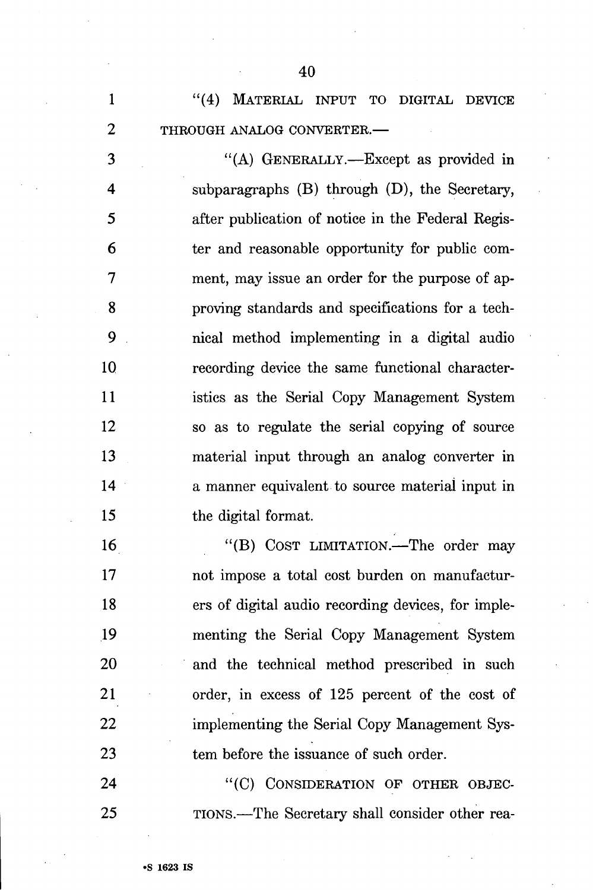"(4) MATERIAL INPUT TO DIGITAL DEVICE THROUGH ANALOG CONVERTER.—

"(A) GENERALLY.—Except as provided in subparagraphs (B) through (D), the Secretary, after publication of notice in the Federal Register and reasonable opportunity for public comment, may issue an order for the purpose of approving standards and specifications for a technical method implementing in a digital audio recording device the same functional characteristics as the Serial Copy Management System so as to regulate the serial copying of source material input through an analog converter in a manner equivalent to source material input in the digital format.

"(B) COST LIMITATION.—The order may not impose a total cost burden on manufacturers of digital audio recording devices, for implementing the Serial Copy Management System and the technical method prescribed in such order, in excess of 125 percent of the cost of implementing the Serial Copy Management System before the issuance of such order.

"(C) CONSIDERATION OF OTHER OBJECTIONS.—The Secretary shall consider other rea-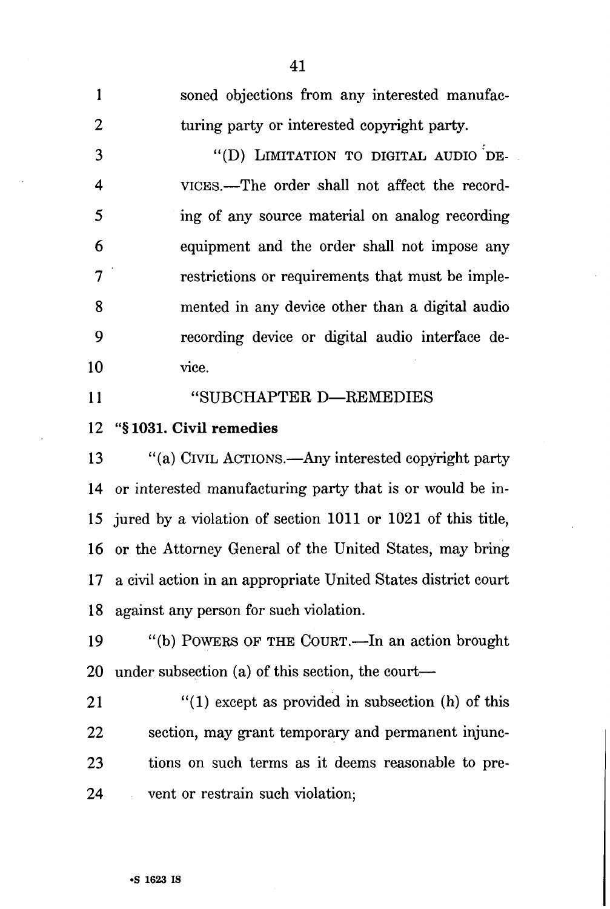soned objections from any interested manufacturing party or interested copyright party.

"(D) LIMITATION TO DIGITAL AUDIO DEVICES.—The order shall not affect the recording of any source material on analog recording equipment and the order shall not impose any restrictions or requirements that must be implemented in any device other than a digital audio recording device or digital audio interface device.

"SUBCHAPTER D—REMEDIES

**"§ 1031. Civil remedies**

"(a) CIVIL ACTIONS.—Any interested copyright party or interested manufacturing party that is or would be injured by a violation of section 1011 or 1021 of this title, or the Attorney General of the United States, may bring a civil action in an appropriate United States district court against any person for such violation.

"(b) POWERS OF THE COURT.—In an action brought under subsection (a) of this section, the court—

"(1) except as provided in subsection (h) of this section, may grant temporary and permanent injunctions on such terms as it deems reasonable to prevent or restrain such violation;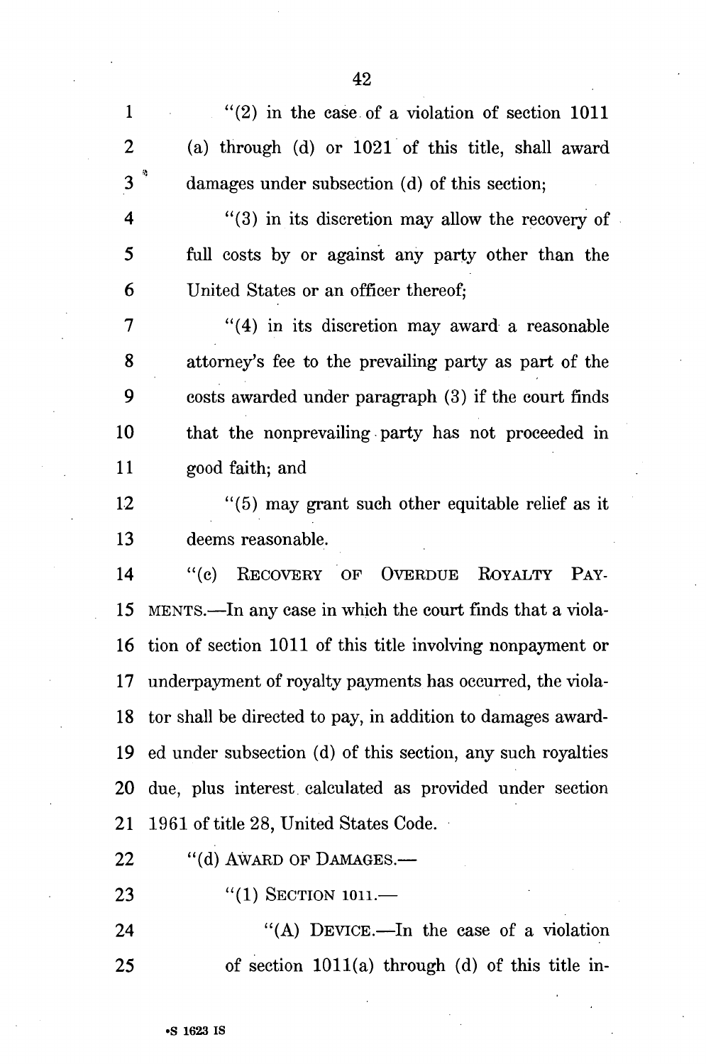"(2) in the case of a violation of section 1011 (a) through (d) or 1021 of this title, shall award damages under subsection (d) of this section;

"(3) in its discretion may allow the recovery of full costs by or against any party other than the United States or an officer thereof;

"(4) in its discretion may award a reasonable attorney's fee to the prevailing party as part of the costs awarded under paragraph (3) if the court finds that the nonprevailing party has not proceeded in good faith; and

"(5) may grant such other equitable relief as it deems reasonable.

"(c) RECOVERY OF OVERDUE ROYALTY PAYMENTS.—In any case in which the court finds that a violation of section 1011 of this title involving nonpayment or underpayment of royalty payments has occurred, the violator shall be directed to pay, in addition to damages awarded under subsection (d) of this section, any such royalties due, plus interest calculated as provided under section 1961 of title 28, United States Code.

"(d) AWARD OF DAMAGES.—

"(1) SECTION 1011.—

"(A) DEVICE.—In the case of a violation of section 1011(a) through (d) of this title in-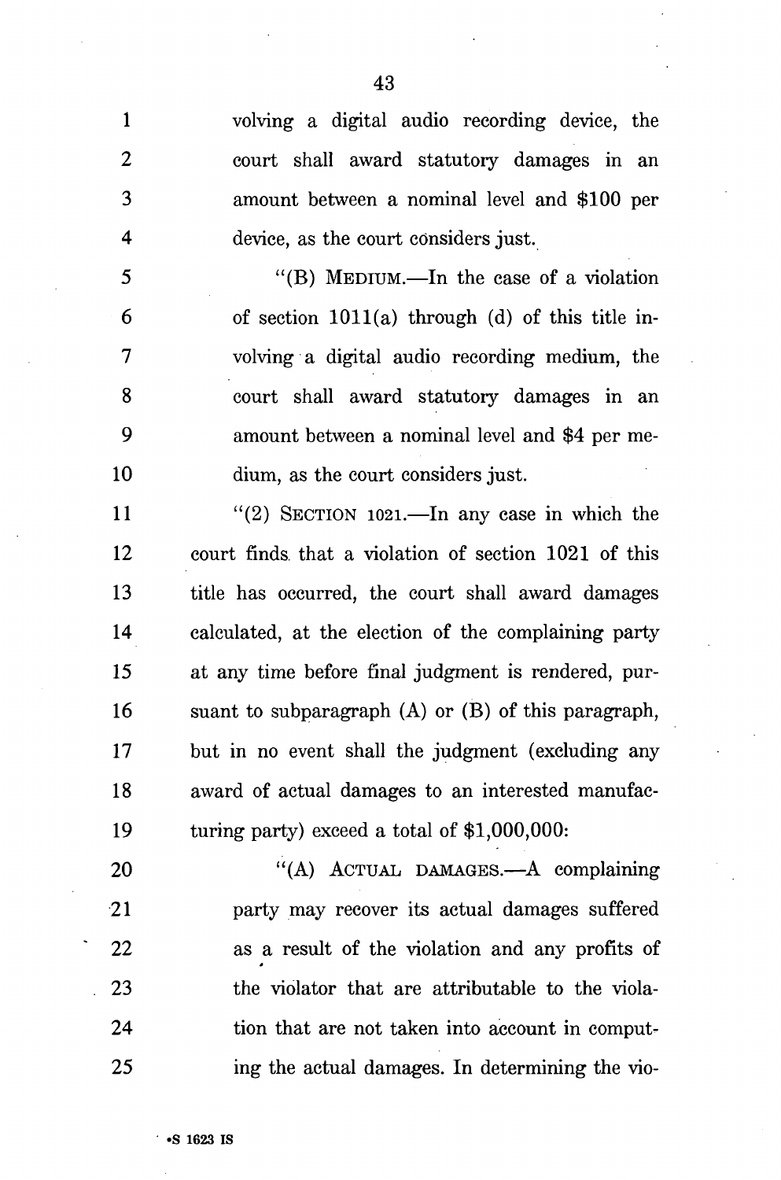volving a digital audio recording device, the court shall award statutory damages in an amount between a nominal level and $100 per device, as the court considers just.

"(B) MEDIUM.—In the case of a violation of section 1011(a) through (d) of this title involving a digital audio recording medium, the court shall award statutory damages in an amount between a nominal level and $4 per medium, as the court considers just.

"(2) SECTION 1021.—In any case in which the court finds that a violation of section 1021 of this title has occurred, the court shall award damages calculated, at the election of the complaining party at any time before final judgment is rendered, pursuant to subparagraph (A) or (B) of this paragraph, but in no event shall the judgment (excluding any award of actual damages to an interested manufacturing party) exceed a total of $1,000,000:

"(A) ACTUAL DAMAGES.—A complaining party may recover its actual damages suffered as a result of the violation and any profits of the violator that are attributable to the violation that are not taken into account in computing the actual damages. In determining the vio-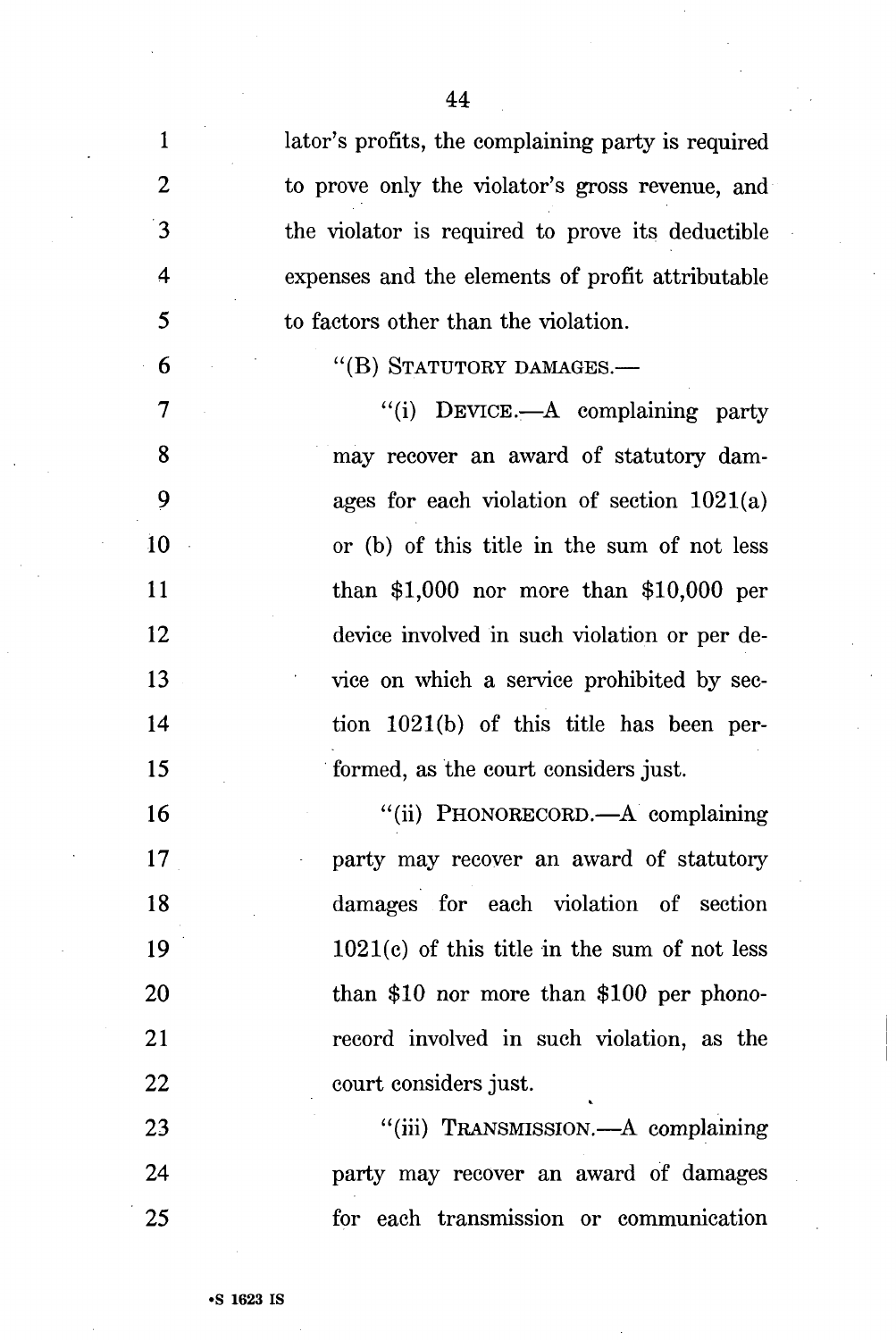lator's profits, the complaining party is required to prove only the violator's gross revenue, and the violator is required to prove its deductible expenses and the elements of profit attributable to factors other than the violation.

"(B) STATUTORY DAMAGES.—

"(i) DEVICE.—A complaining party may recover an award of statutory damages for each violation of section 1021(a) or (b) of this title in the sum of not less than $1,000 nor more than $10,000 per device involved in such violation or per device on which a service prohibited by section 1021(b) of this title has been performed, as the court considers just.

"(ii) PHONORECORD.—A complaining party may recover an award of statutory damages for each violation of section 1021(c) of this title in the sum of not less than $10 nor more than $100 per phonorecord involved in such violation, as the court considers just.

"(iii) TRANSMISSION.—A complaining party may recover an award of damages for each transmission or communication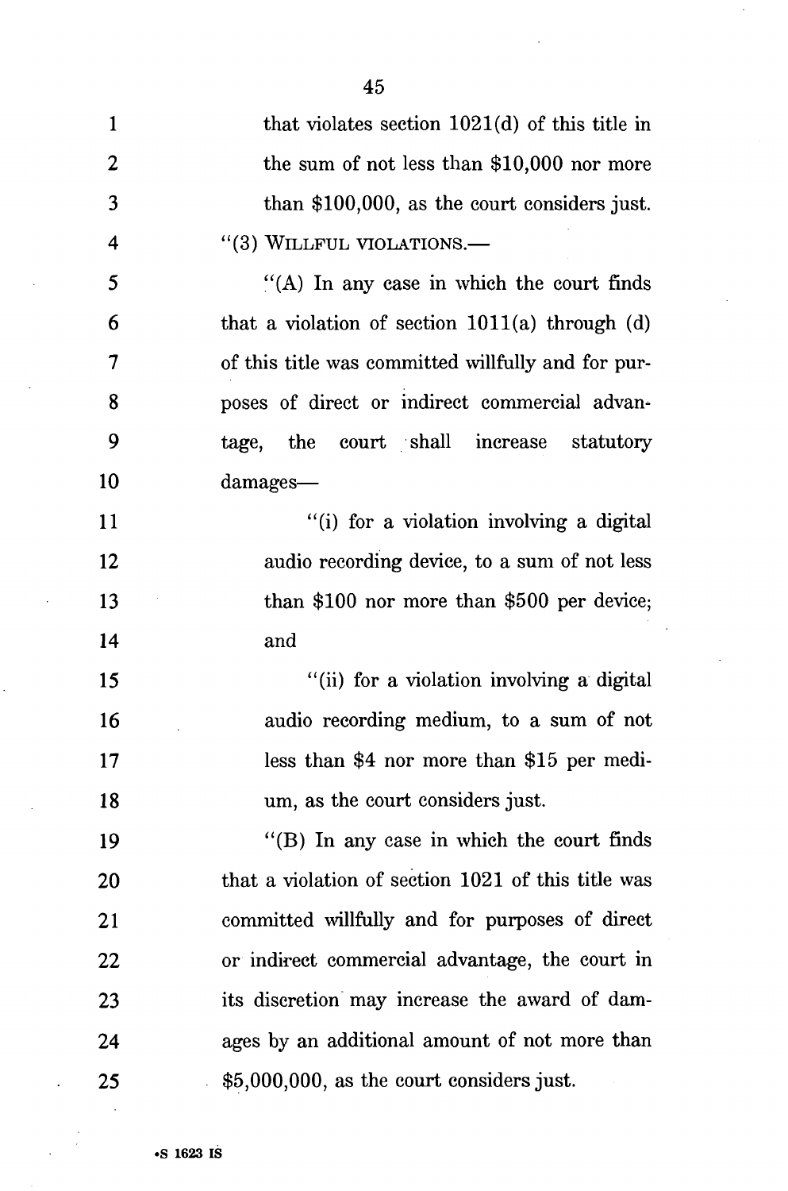that violates section 1021(d) of this title in the sum of not less than $10,000 nor more than $100,000, as the court considers just.

"(3) WILLFUL VIOLATIONS.—

"(A) In any case in which the court finds that a violation of section 1011(a) through (d) of this title was committed willfully and for purposes of direct or indirect commercial advantage, the court shall increase statutory damages—

"(i) for a violation involving a digital audio recording device, to a sum of not less than $100 nor more than $500 per device; and

"(ii) for a violation involving a digital audio recording medium, to a sum of not less than $4 nor more than $15 per medium, as the court considers just.

"(B) In any case in which the court finds that a violation of section 1021 of this title was committed willfully and for purposes of direct or indirect commercial advantage, the court in its discretion may increase the award of damages by an additional amount of not more than $5,000,000, as the court considers just.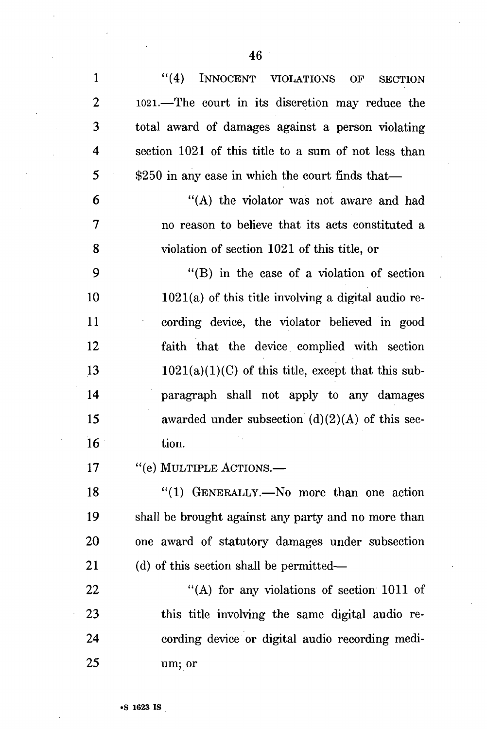"(4) INNOCENT VIOLATIONS OF SECTION 1021.—The court in its discretion may reduce the total award of damages against a person violating section 1021 of this title to a sum of not less than $250 in any case in which the court finds that—

"(A) the violator was not aware and had no reason to believe that its acts constituted a violation of section 1021 of this title, or

"(B) in the case of a violation of section 1021(a) of this title involving a digital audio recording device, the violator believed in good faith that the device complied with section 1021(a)(1)(C) of this title, except that this subparagraph shall not apply to any damages awarded under subsection (d)(2)(A) of this section.

"(e) MULTIPLE ACTIONS.—

"(1) GENERALLY.—No more than one action shall be brought against any party and no more than one award of statutory damages under subsection (d) of this section shall be permitted—

"(A) for any violations of section 1011 of this title involving the same digital audio recording device or digital audio recording medium; or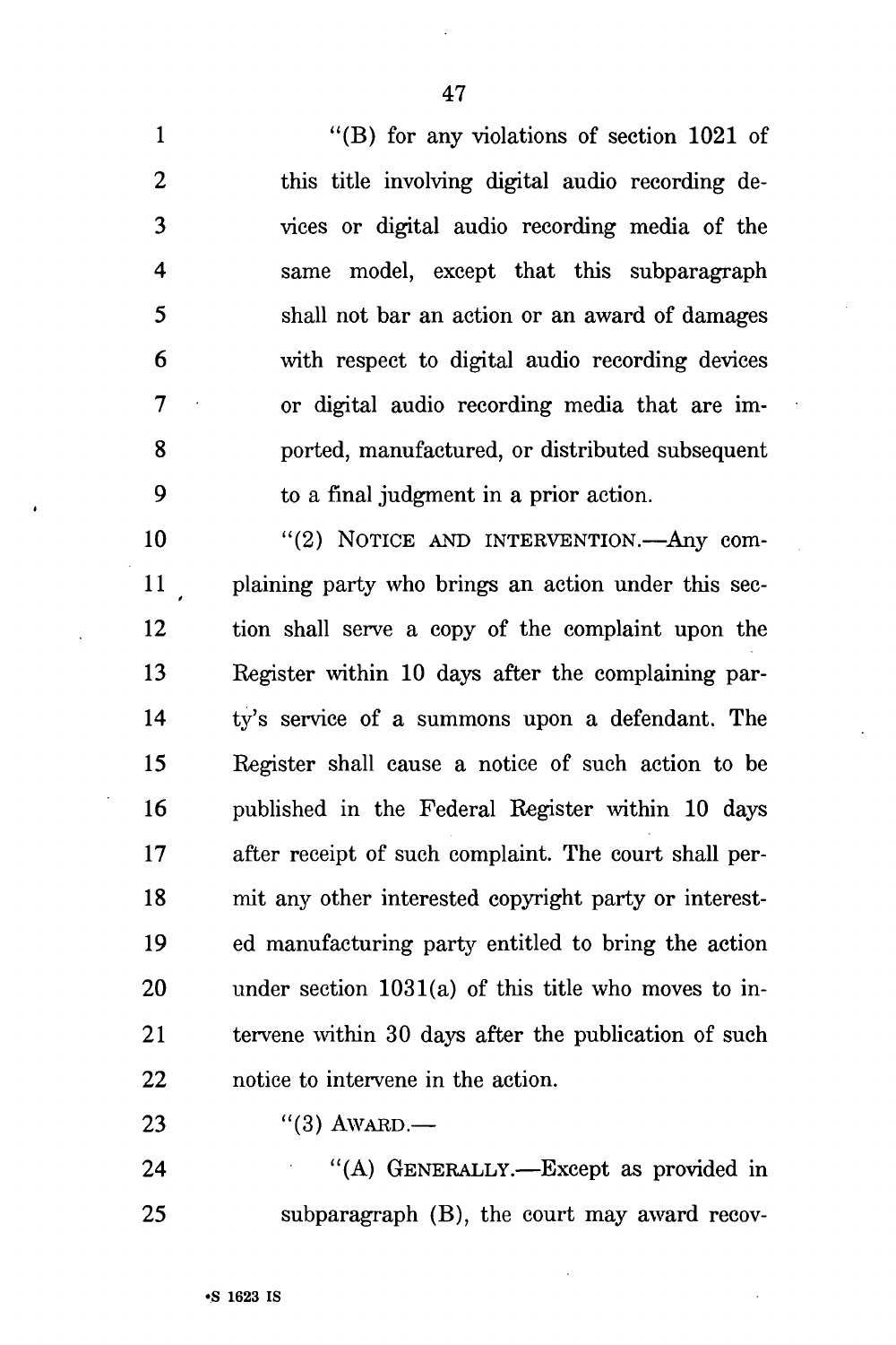"(B) for any violations of section 1021 of this title involving digital audio recording devices or digital audio recording media of the same model, except that this subparagraph shall not bar an action or an award of damages with respect to digital audio recording devices or digital audio recording media that are imported, manufactured, or distributed subsequent to a final judgment in a prior action.

"(2) NOTICE AND INTERVENTION.—Any complaining party who brings an action under this section shall serve a copy of the complaint upon the Register within 10 days after the complaining party's service of a summons upon a defendant. The Register shall cause a notice of such action to be published in the Federal Register within 10 days after receipt of such complaint. The court shall permit any other interested copyright party or interested manufacturing party entitled to bring the action under section 1031(a) of this title who moves to intervene within 30 days after the publication of such notice to intervene in the action.

"(3) AWARD.—

"(A) GENERALLY.—Except as provided in subparagraph (B), the court may award recov-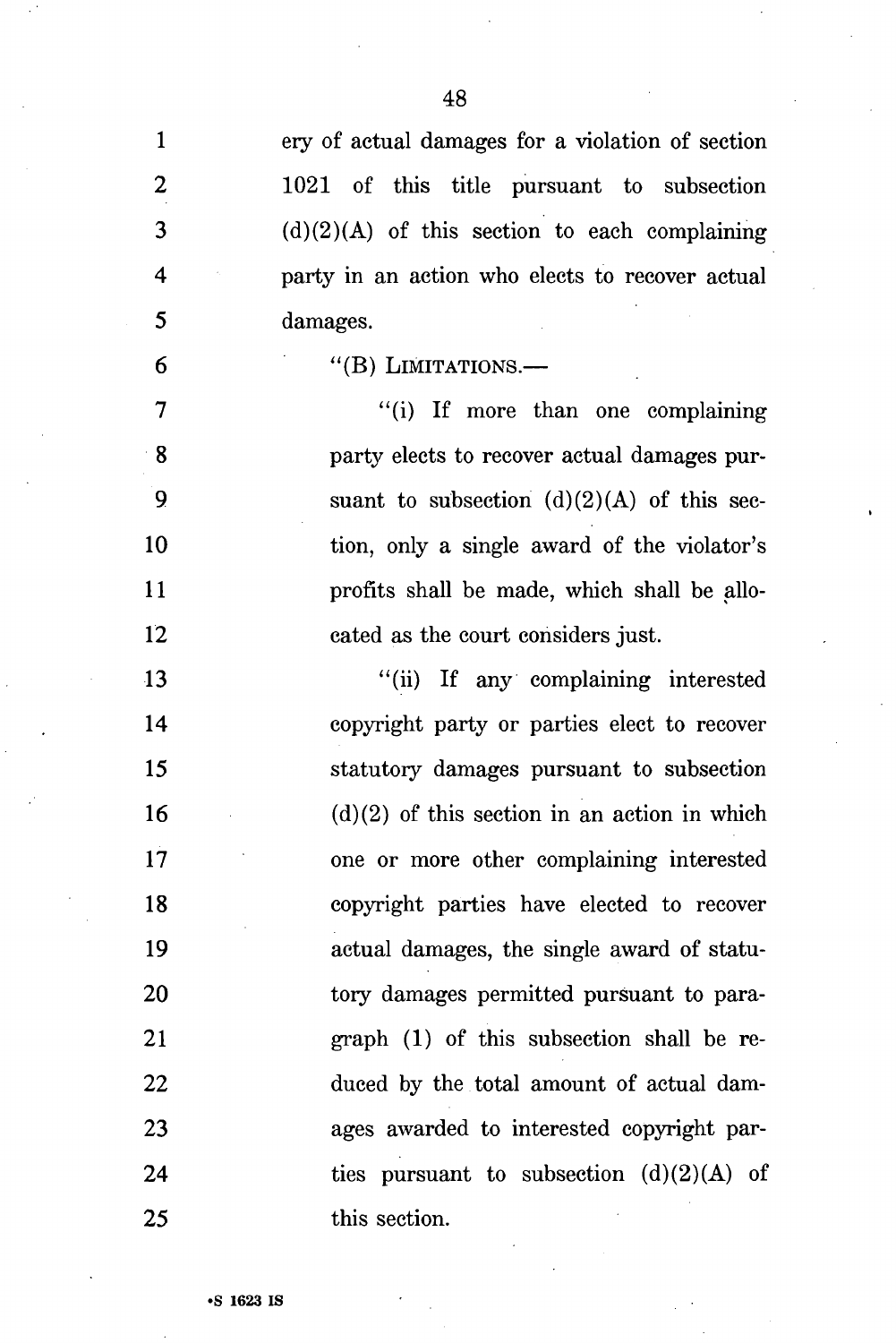ery of actual damages for a violation of section 1021 of this title pursuant to subsection (d)(2)(A) of this section to each complaining party in an action who elects to recover actual damages.

"(B) LIMITATIONS.—

"(i) If more than one complaining party elects to recover actual damages pursuant to subsection (d)(2)(A) of this section, only a single award of the violator's profits shall be made, which shall be allocated as the court considers just.

"(ii) If any complaining interested copyright party or parties elect to recover statutory damages pursuant to subsection (d)(2) of this section in an action in which one or more other complaining interested copyright parties have elected to recover actual damages, the single award of statutory damages permitted pursuant to paragraph (1) of this subsection shall be reduced by the total amount of actual damages awarded to interested copyright parties pursuant to subsection (d)(2)(A) of this section.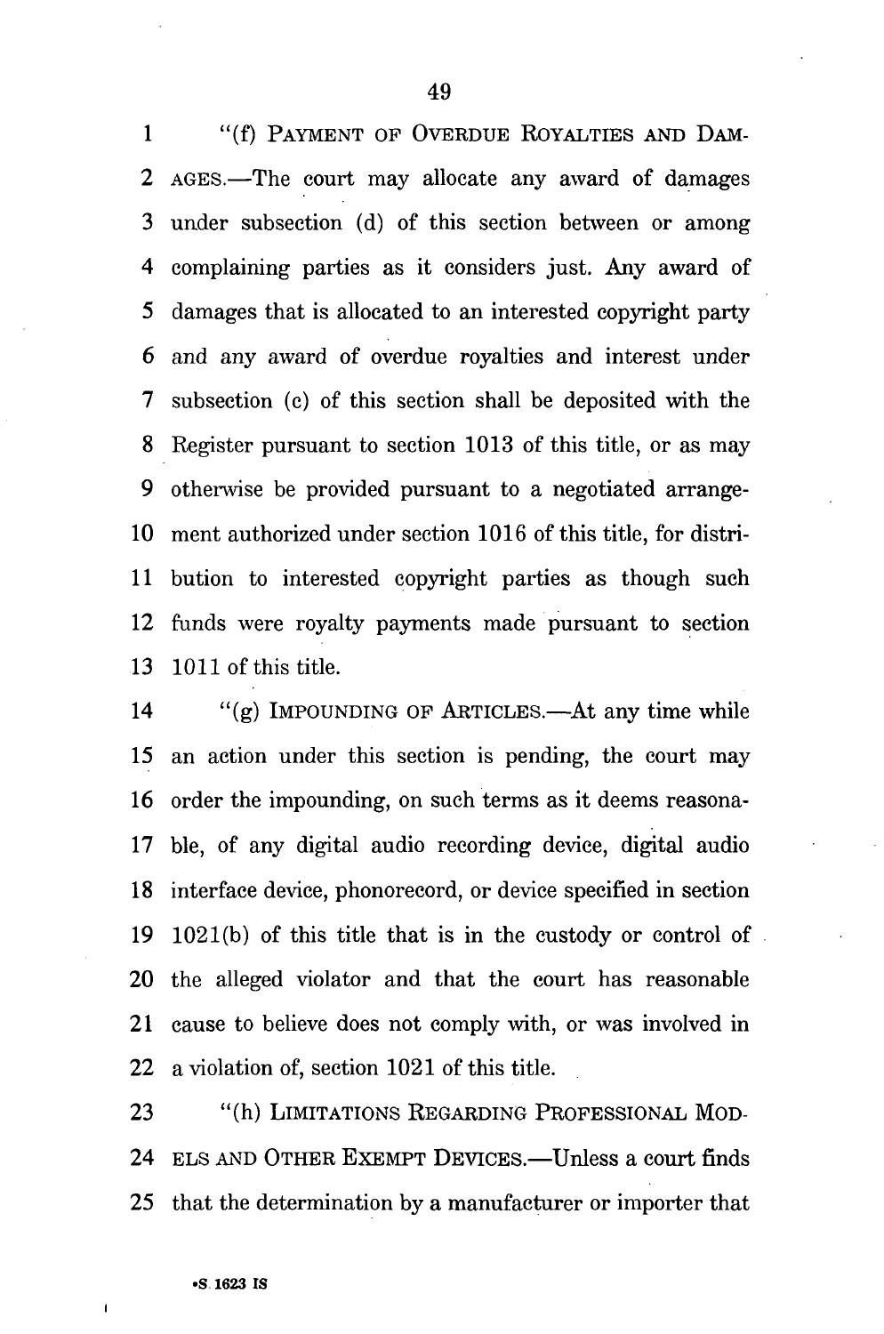"(f) PAYMENT OF OVERDUE ROYALTIES AND DAMAGES.—The court may allocate any award of damages under subsection (d) of this section between or among complaining parties as it considers just. Any award of damages that is allocated to an interested copyright party and any award of overdue royalties and interest under subsection (c) of this section shall be deposited with the Register pursuant to section 1013 of this title, or as may otherwise be provided pursuant to a negotiated arrangement authorized under section 1016 of this title, for distribution to interested copyright parties as though such funds were royalty payments made pursuant to section 1011 of this title.

"(g) IMPOUNDING OF ARTICLES.—At any time while an action under this section is pending, the court may order the impounding, on such terms as it deems reasonable, of any digital audio recording device, digital audio interface device, phonorecord, or device specified in section 1021(b) of this title that is in the custody or control of the alleged violator and that the court has reasonable cause to believe does not comply with, or was involved in a violation of, section 1021 of this title.

"(h) LIMITATIONS REGARDING PROFESSIONAL MODELS AND OTHER EXEMPT DEVICES.—Unless a court finds that the determination by a manufacturer or importer that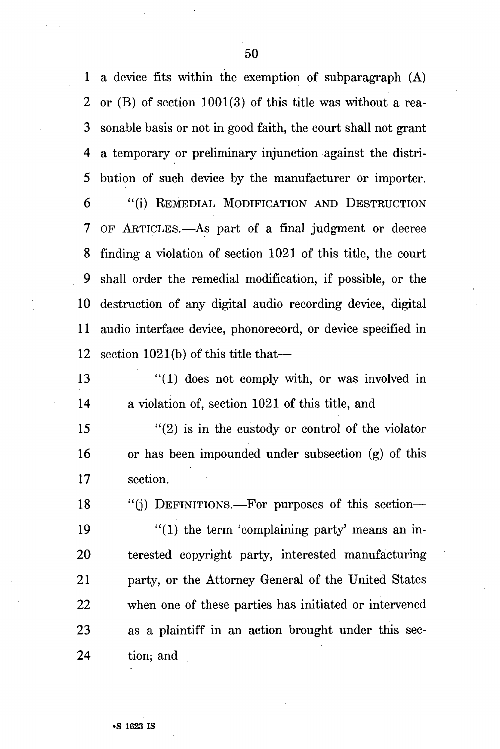a device fits within the exemption of subparagraph (A) or (B) of section 1001(3) of this title was without a reasonable basis or not in good faith, the court shall not grant a temporary or preliminary injunction against the distribution of such device by the manufacturer or importer.

"(i) REMEDIAL MODIFICATION AND DESTRUCTION OF ARTICLES.—As part of a final judgment or decree finding a violation of section 1021 of this title, the court shall order the remedial modification, if possible, or the destruction of any digital audio recording device, digital audio interface device, phonorecord, or device specified in section 1021(b) of this title that—

"(1) does not comply with, or was involved in a violation of, section 1021 of this title, and

"(2) is in the custody or control of the violator or has been impounded under subsection (g) of this section.

"(j) DEFINITIONS.—For purposes of this section—

"(1) the term 'complaining party' means an interested copyright party, interested manufacturing party, or the Attorney General of the United States when one of these parties has initiated or intervened as a plaintiff in an action brought under this section; and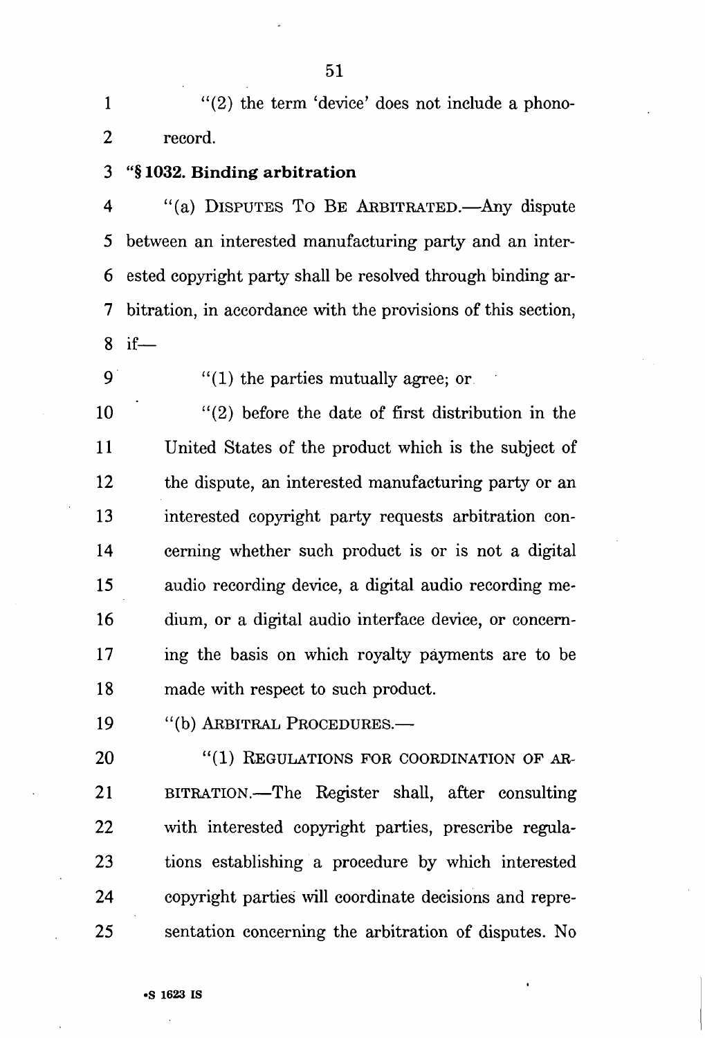"(2) the term 'device' does not include a phonorecord.

**"§ 1032. Binding arbitration**

"(a) DISPUTES TO BE ARBITRATED.—Any dispute between an interested manufacturing party and an interested copyright party shall be resolved through binding arbitration, in accordance with the provisions of this section, if—

"(1) the parties mutually agree; or

"(2) before the date of first distribution in the United States of the product which is the subject of the dispute, an interested manufacturing party or an interested copyright party requests arbitration concerning whether such product is or is not a digital audio recording device, a digital audio recording medium, or a digital audio interface device, or concerning the basis on which royalty payments are to be made with respect to such product.

"(b) ARBITRAL PROCEDURES.—

"(1) REGULATIONS FOR COORDINATION OF ARBITRATION.—The Register shall, after consulting with interested copyright parties, prescribe regulations establishing a procedure by which interested copyright parties will coordinate decisions and representation concerning the arbitration of disputes. No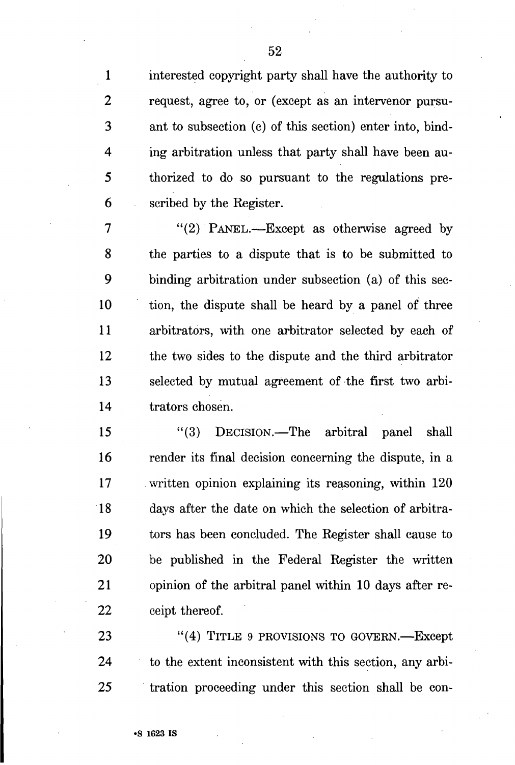interested copyright party shall have the authority to request, agree to, or (except as an intervenor pursuant to subsection (c) of this section) enter into, binding arbitration unless that party shall have been authorized to do so pursuant to the regulations prescribed by the Register.

"(2) PANEL.—Except as otherwise agreed by the parties to a dispute that is to be submitted to binding arbitration under subsection (a) of this section, the dispute shall be heard by a panel of three arbitrators, with one arbitrator selected by each of the two sides to the dispute and the third arbitrator selected by mutual agreement of the first two arbitrators chosen.

"(3) DECISION.—The arbitral panel shall render its final decision concerning the dispute, in a written opinion explaining its reasoning, within 120 days after the date on which the selection of arbitrators has been concluded. The Register shall cause to be published in the Federal Register the written opinion of the arbitral panel within 10 days after receipt thereof.

"(4) TITLE 9 PROVISIONS TO GOVERN.—Except to the extent inconsistent with this section, any arbitration proceeding under this section shall be con-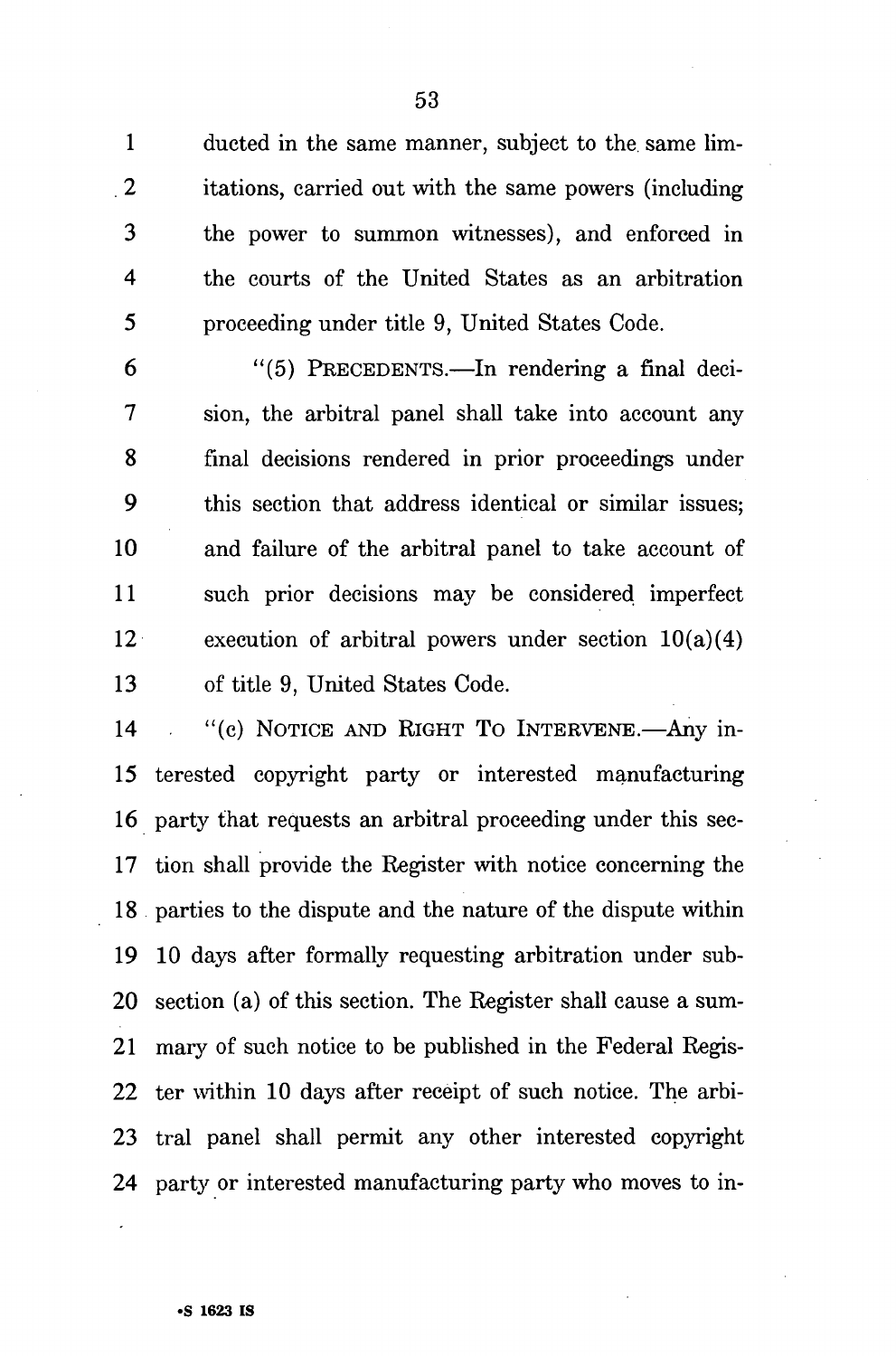ducted in the same manner, subject to the same limitations, carried out with the same powers (including the power to summon witnesses), and enforced in the courts of the United States as an arbitration proceeding under title 9, United States Code.

"(5) PRECEDENTS.—In rendering a final decision, the arbitral panel shall take into account any final decisions rendered in prior proceedings under this section that address identical or similar issues; and failure of the arbitral panel to take account of such prior decisions may be considered imperfect execution of arbitral powers under section 10(a)(4) of title 9, United States Code.

"(c) NOTICE AND RIGHT TO INTERVENE.—Any interested copyright party or interested manufacturing party that requests an arbitral proceeding under this section shall provide the Register with notice concerning the parties to the dispute and the nature of the dispute within 10 days after formally requesting arbitration under subsection (a) of this section. The Register shall cause a summary of such notice to be published in the Federal Register within 10 days after receipt of such notice. The arbitral panel shall permit any other interested copyright party or interested manufacturing party who moves to in-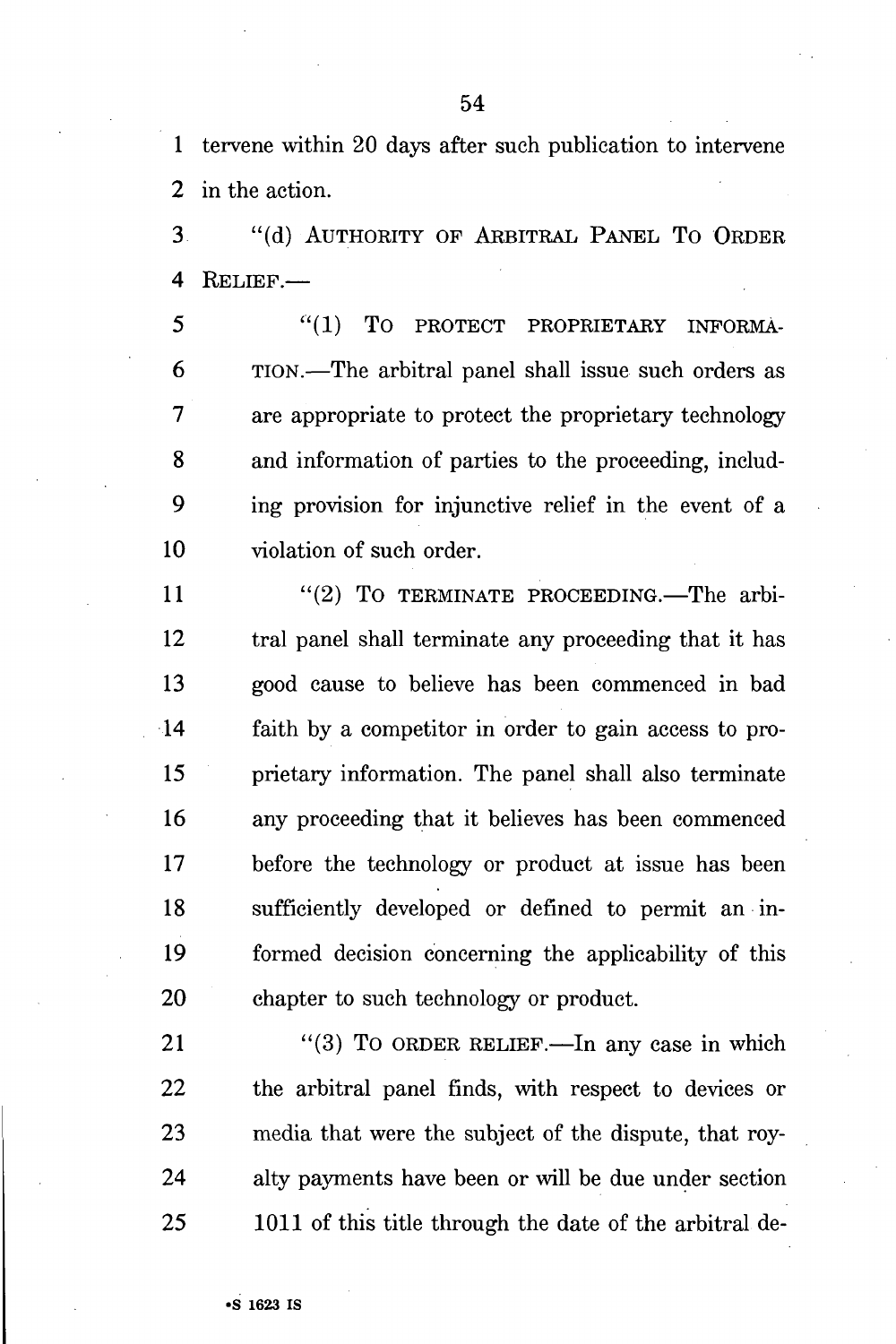tervene within 20 days after such publication to intervene in the action.

"(d) AUTHORITY OF ARBITRAL PANEL TO ORDER RELIEF.—

"(1) TO PROTECT PROPRIETARY INFORMATION.—The arbitral panel shall issue such orders as are appropriate to protect the proprietary technology and information of parties to the proceeding, including provision for injunctive relief in the event of a violation of such order.

"(2) TO TERMINATE PROCEEDING.—The arbitral panel shall terminate any proceeding that it has good cause to believe has been commenced in bad faith by a competitor in order to gain access to proprietary information. The panel shall also terminate any proceeding that it believes has been commenced before the technology or product at issue has been sufficiently developed or defined to permit an informed decision concerning the applicability of this chapter to such technology or product.

"(3) TO ORDER RELIEF.—In any case in which the arbitral panel finds, with respect to devices or media that were the subject of the dispute, that royalty payments have been or will be due under section 1011 of this title through the date of the arbitral de-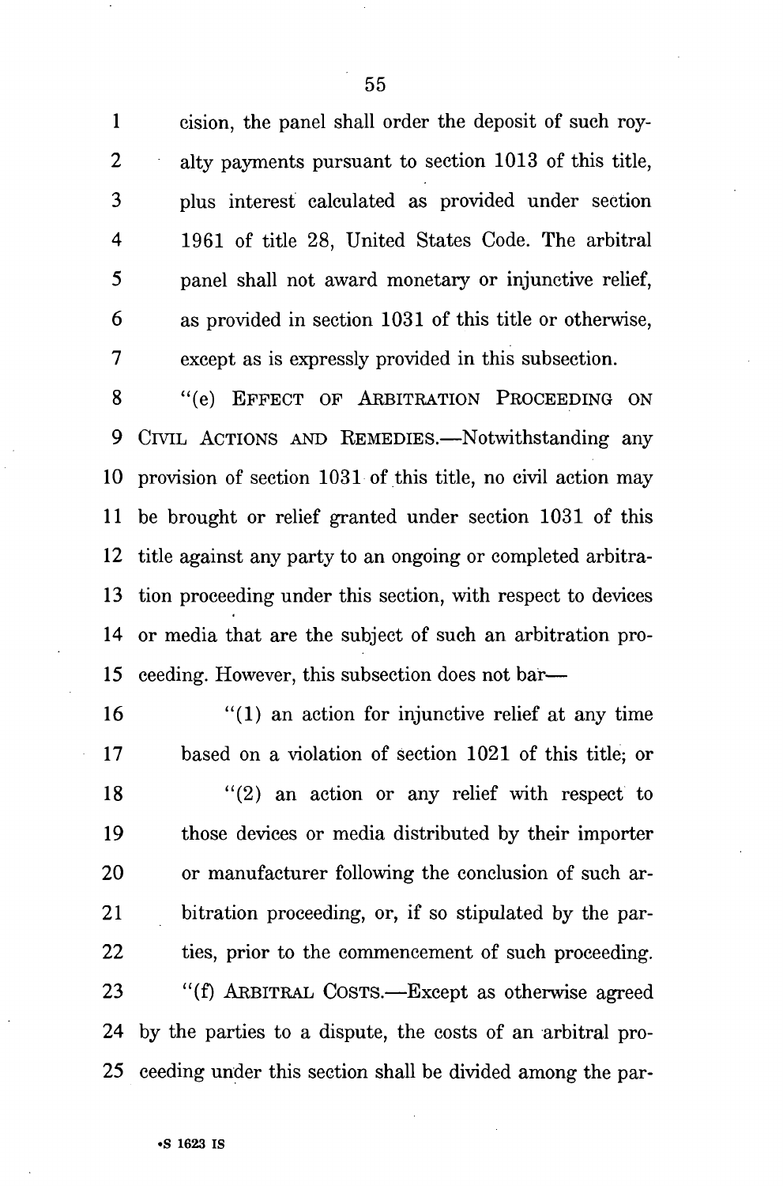cision, the panel shall order the deposit of such royalty payments pursuant to section 1013 of this title, plus interest calculated as provided under section 1961 of title 28, United States Code. The arbitral panel shall not award monetary or injunctive relief, as provided in section 1031 of this title or otherwise, except as is expressly provided in this subsection.

"(e) EFFECT OF ARBITRATION PROCEEDING ON CIVIL ACTIONS AND REMEDIES.—Notwithstanding any provision of section 1031 of this title, no civil action may be brought or relief granted under section 1031 of this title against any party to an ongoing or completed arbitration proceeding under this section, with respect to devices or media that are the subject of such an arbitration proceeding. However, this subsection does not bar—

"(1) an action for injunctive relief at any time based on a violation of section 1021 of this title; or

"(2) an action or any relief with respect to those devices or media distributed by their importer or manufacturer following the conclusion of such arbitration proceeding, or, if so stipulated by the parties, prior to the commencement of such proceeding.

"(f) ARBITRAL COSTS.—Except as otherwise agreed by the parties to a dispute, the costs of an arbitral proceeding under this section shall be divided among the par-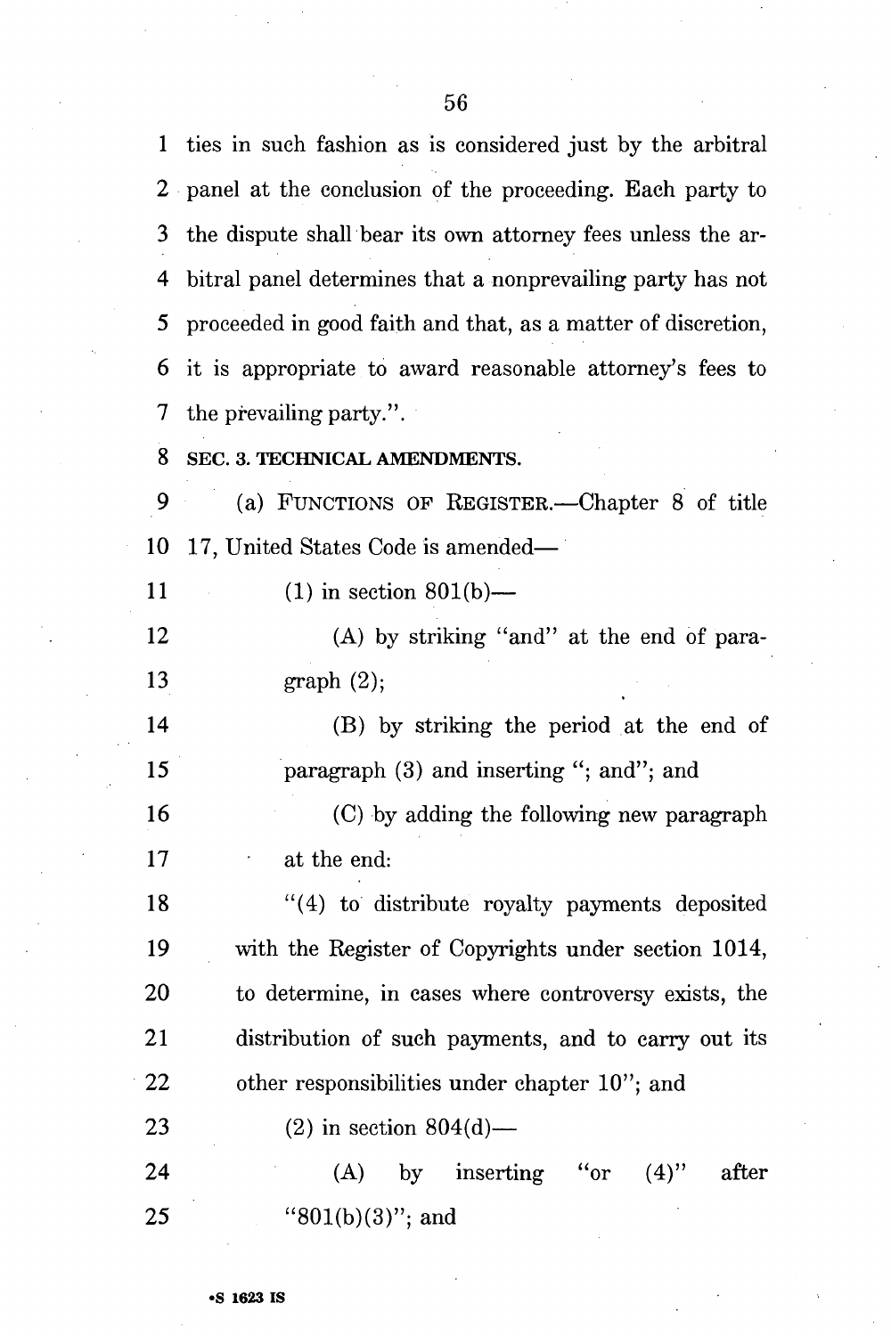ties in such fashion as is considered just by the arbitral panel at the conclusion of the proceeding. Each party to the dispute shall bear its own attorney fees unless the arbitral panel determines that a nonprevailing party has not proceeded in good faith and that, as a matter of discretion, it is appropriate to award reasonable attorney's fees to the prevailing party.".

**SEC. 3. TECHNICAL AMENDMENTS.**

(a) FUNCTIONS OF REGISTER.—Chapter 8 of title 17, United States Code is amended—

(1) in section 801(b)—

(A) by striking "and" at the end of paragraph (2);

(B) by striking the period at the end of paragraph (3) and inserting "; and"; and

(C) by adding the following new paragraph at the end:

"(4) to distribute royalty payments deposited with the Register of Copyrights under section 1014, to determine, in cases where controversy exists, the distribution of such payments, and to carry out its other responsibilities under chapter 10"; and

(2) in section 804(d)—

(A) by inserting "or (4)" after "801(b)(3)"; and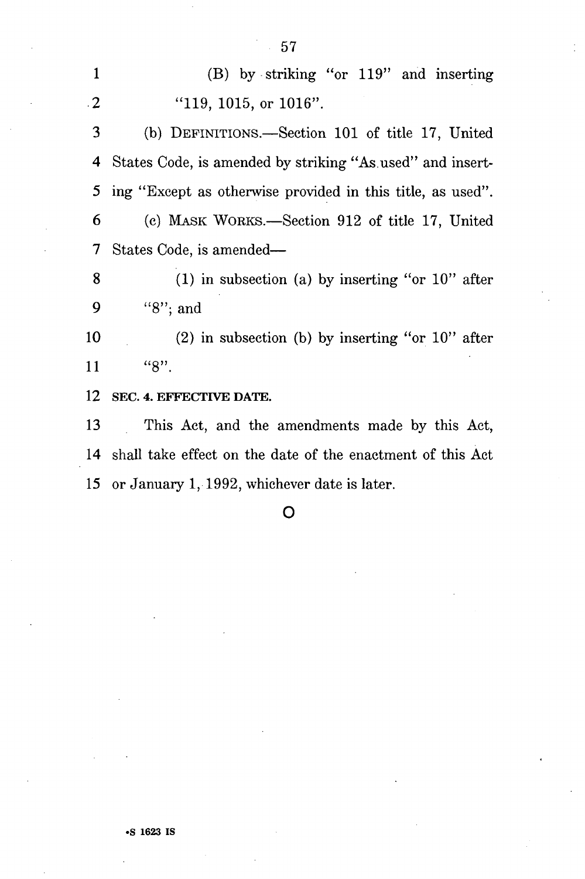(B) by striking "or 119" and inserting "119, 1015, or 1016".

(b) DEFINITIONS.—Section 101 of title 17, United States Code, is amended by striking "As used" and inserting "Except as otherwise provided in this title, as used".

(c) MASK WORKS.—Section 912 of title 17, United States Code, is amended—

(1) in subsection (a) by inserting "or 10" after "8"; and

(2) in subsection (b) by inserting "or 10" after "8".

**SEC. 4. EFFECTIVE DATE.**

This Act, and the amendments made by this Act, shall take effect on the date of the enactment of this Act or January 1, 1992, whichever date is later.

O